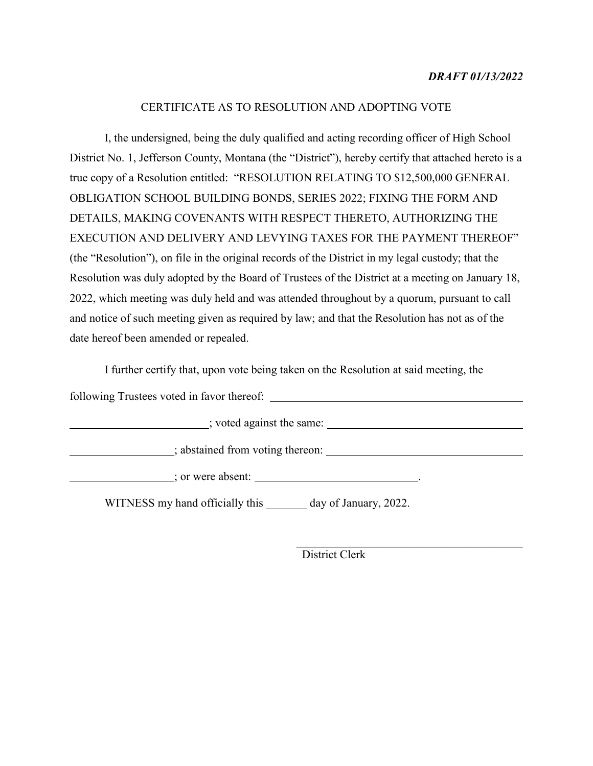***DRAFT 01/13/2022***

CERTIFICATE AS TO RESOLUTION AND ADOPTING VOTE

I, the undersigned, being the duly qualified and acting recording officer of High School District No. 1, Jefferson County, Montana (the "District"), hereby certify that attached hereto is a true copy of a Resolution entitled: "RESOLUTION RELATING TO $12,500,000 GENERAL OBLIGATION SCHOOL BUILDING BONDS, SERIES 2022; FIXING THE FORM AND DETAILS, MAKING COVENANTS WITH RESPECT THERETO, AUTHORIZING THE EXECUTION AND DELIVERY AND LEVYING TAXES FOR THE PAYMENT THEREOF" (the "Resolution"), on file in the original records of the District in my legal custody; that the Resolution was duly adopted by the Board of Trustees of the District at a meeting on January 18, 2022, which meeting was duly held and was attended throughout by a quorum, pursuant to call and notice of such meeting given as required by law; and that the Resolution has not as of the date hereof been amended or repealed.

I further certify that, upon vote being taken on the Resolution at said meeting, the following Trustees voted in favor thereof: ______________________________________________ _________________________; voted against the same: ____________________________________ __________________; abstained from voting thereon: __________________________________ __________________; or were absent: ____________________________.

WITNESS my hand officially this _______ day of January, 2022.

_________________________________________
District Clerk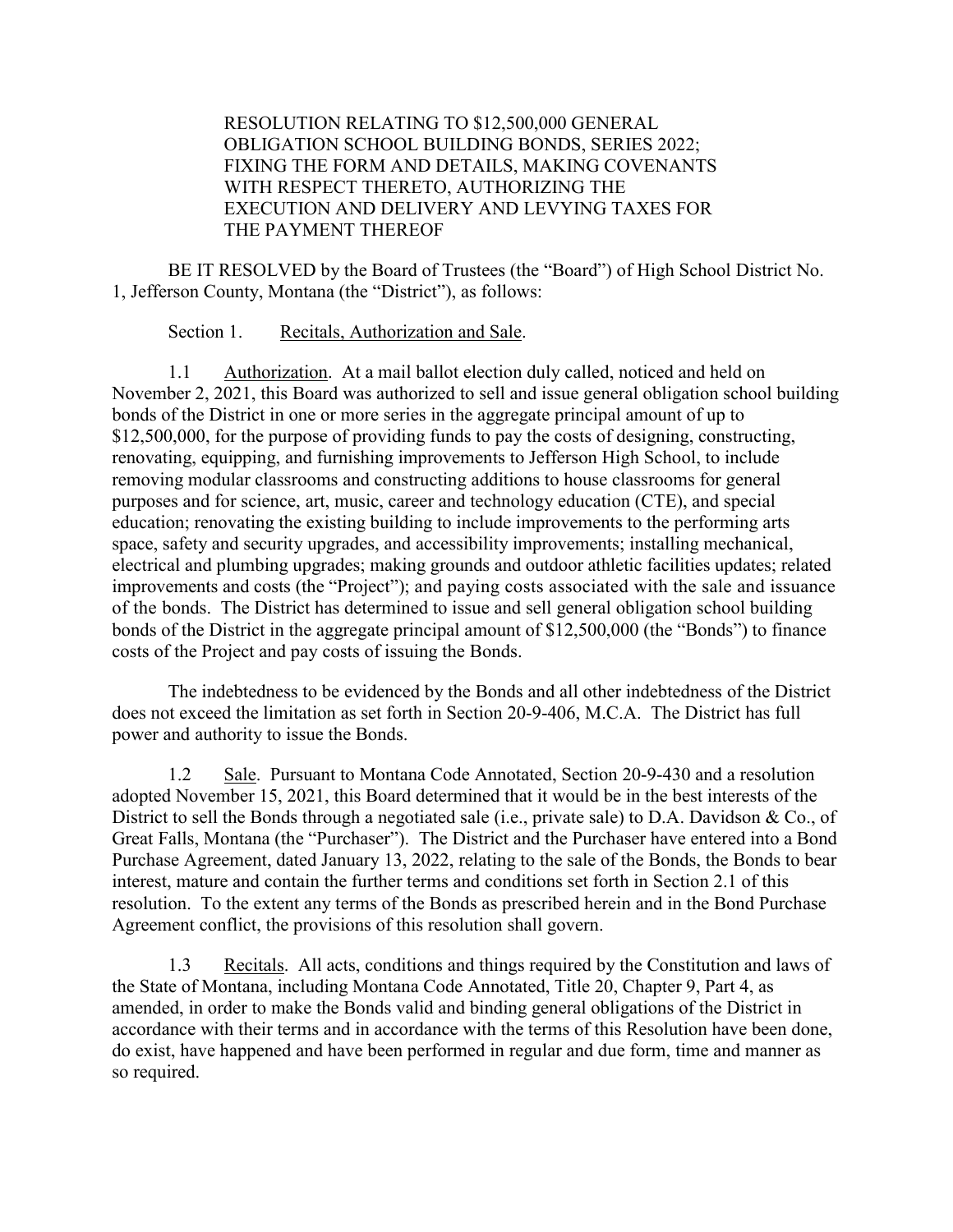RESOLUTION RELATING TO $12,500,000 GENERAL OBLIGATION SCHOOL BUILDING BONDS, SERIES 2022; FIXING THE FORM AND DETAILS, MAKING COVENANTS WITH RESPECT THERETO, AUTHORIZING THE EXECUTION AND DELIVERY AND LEVYING TAXES FOR THE PAYMENT THEREOF

BE IT RESOLVED by the Board of Trustees (the "Board") of High School District No. 1, Jefferson County, Montana (the "District"), as follows:

Section 1. Recitals, Authorization and Sale.

1.1 Authorization. At a mail ballot election duly called, noticed and held on November 2, 2021, this Board was authorized to sell and issue general obligation school building bonds of the District in one or more series in the aggregate principal amount of up to $12,500,000, for the purpose of providing funds to pay the costs of designing, constructing, renovating, equipping, and furnishing improvements to Jefferson High School, to include removing modular classrooms and constructing additions to house classrooms for general purposes and for science, art, music, career and technology education (CTE), and special education; renovating the existing building to include improvements to the performing arts space, safety and security upgrades, and accessibility improvements; installing mechanical, electrical and plumbing upgrades; making grounds and outdoor athletic facilities updates; related improvements and costs (the "Project"); and paying costs associated with the sale and issuance of the bonds. The District has determined to issue and sell general obligation school building bonds of the District in the aggregate principal amount of $12,500,000 (the "Bonds") to finance costs of the Project and pay costs of issuing the Bonds.

The indebtedness to be evidenced by the Bonds and all other indebtedness of the District does not exceed the limitation as set forth in Section 20-9-406, M.C.A. The District has full power and authority to issue the Bonds.

1.2 Sale. Pursuant to Montana Code Annotated, Section 20-9-430 and a resolution adopted November 15, 2021, this Board determined that it would be in the best interests of the District to sell the Bonds through a negotiated sale (i.e., private sale) to D.A. Davidson & Co., of Great Falls, Montana (the "Purchaser"). The District and the Purchaser have entered into a Bond Purchase Agreement, dated January 13, 2022, relating to the sale of the Bonds, the Bonds to bear interest, mature and contain the further terms and conditions set forth in Section 2.1 of this resolution. To the extent any terms of the Bonds as prescribed herein and in the Bond Purchase Agreement conflict, the provisions of this resolution shall govern.

1.3 Recitals. All acts, conditions and things required by the Constitution and laws of the State of Montana, including Montana Code Annotated, Title 20, Chapter 9, Part 4, as amended, in order to make the Bonds valid and binding general obligations of the District in accordance with their terms and in accordance with the terms of this Resolution have been done, do exist, have happened and have been performed in regular and due form, time and manner as so required.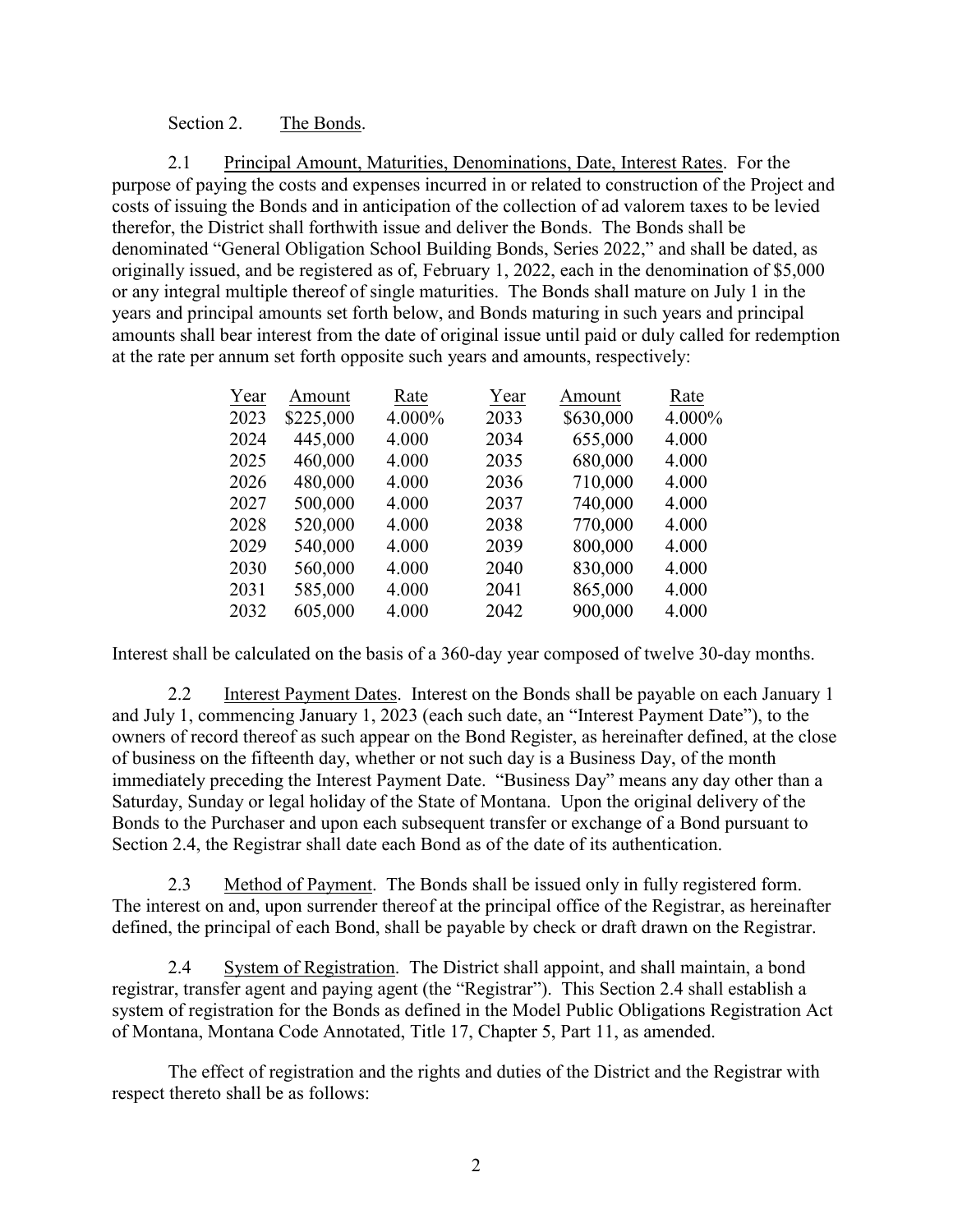Section 2. The Bonds.

2.1 Principal Amount, Maturities, Denominations, Date, Interest Rates. For the purpose of paying the costs and expenses incurred in or related to construction of the Project and costs of issuing the Bonds and in anticipation of the collection of ad valorem taxes to be levied therefor, the District shall forthwith issue and deliver the Bonds. The Bonds shall be denominated "General Obligation School Building Bonds, Series 2022," and shall be dated, as originally issued, and be registered as of, February 1, 2022, each in the denomination of $5,000 or any integral multiple thereof of single maturities. The Bonds shall mature on July 1 in the years and principal amounts set forth below, and Bonds maturing in such years and principal amounts shall bear interest from the date of original issue until paid or duly called for redemption at the rate per annum set forth opposite such years and amounts, respectively:

| Year | Amount | Rate | Year | Amount | Rate |
|---|---|---|---|---|---|
| 2023 | $225,000 | 4.000% | 2033 | $630,000 | 4.000% |
| 2024 | 445,000 | 4.000 | 2034 | 655,000 | 4.000 |
| 2025 | 460,000 | 4.000 | 2035 | 680,000 | 4.000 |
| 2026 | 480,000 | 4.000 | 2036 | 710,000 | 4.000 |
| 2027 | 500,000 | 4.000 | 2037 | 740,000 | 4.000 |
| 2028 | 520,000 | 4.000 | 2038 | 770,000 | 4.000 |
| 2029 | 540,000 | 4.000 | 2039 | 800,000 | 4.000 |
| 2030 | 560,000 | 4.000 | 2040 | 830,000 | 4.000 |
| 2031 | 585,000 | 4.000 | 2041 | 865,000 | 4.000 |
| 2032 | 605,000 | 4.000 | 2042 | 900,000 | 4.000 |

Interest shall be calculated on the basis of a 360-day year composed of twelve 30-day months.

2.2 Interest Payment Dates. Interest on the Bonds shall be payable on each January 1 and July 1, commencing January 1, 2023 (each such date, an "Interest Payment Date"), to the owners of record thereof as such appear on the Bond Register, as hereinafter defined, at the close of business on the fifteenth day, whether or not such day is a Business Day, of the month immediately preceding the Interest Payment Date. "Business Day" means any day other than a Saturday, Sunday or legal holiday of the State of Montana. Upon the original delivery of the Bonds to the Purchaser and upon each subsequent transfer or exchange of a Bond pursuant to Section 2.4, the Registrar shall date each Bond as of the date of its authentication.

2.3 Method of Payment. The Bonds shall be issued only in fully registered form. The interest on and, upon surrender thereof at the principal office of the Registrar, as hereinafter defined, the principal of each Bond, shall be payable by check or draft drawn on the Registrar.

2.4 System of Registration. The District shall appoint, and shall maintain, a bond registrar, transfer agent and paying agent (the "Registrar"). This Section 2.4 shall establish a system of registration for the Bonds as defined in the Model Public Obligations Registration Act of Montana, Montana Code Annotated, Title 17, Chapter 5, Part 11, as amended.

The effect of registration and the rights and duties of the District and the Registrar with respect thereto shall be as follows: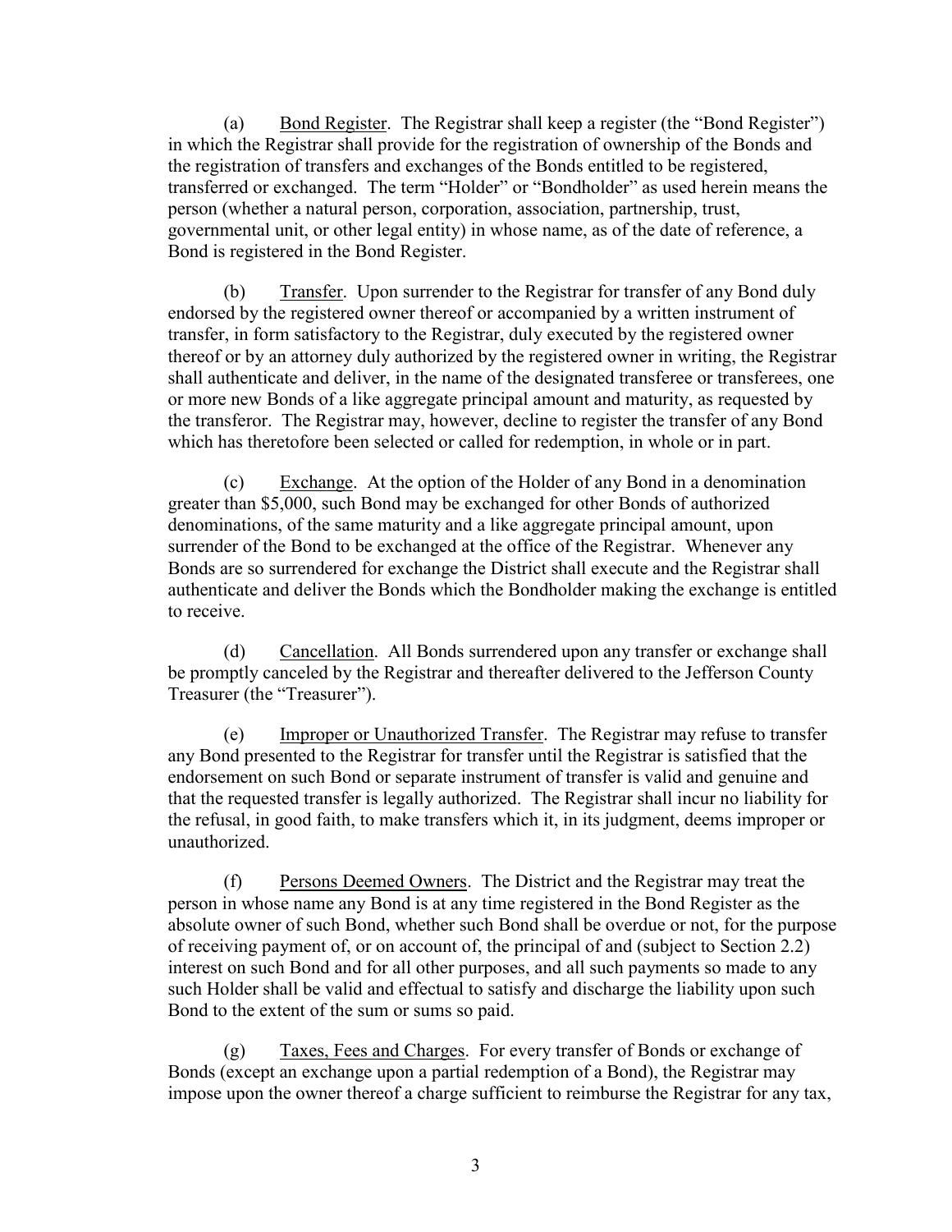(a) Bond Register. The Registrar shall keep a register (the "Bond Register") in which the Registrar shall provide for the registration of ownership of the Bonds and the registration of transfers and exchanges of the Bonds entitled to be registered, transferred or exchanged. The term "Holder" or "Bondholder" as used herein means the person (whether a natural person, corporation, association, partnership, trust, governmental unit, or other legal entity) in whose name, as of the date of reference, a Bond is registered in the Bond Register.

(b) Transfer. Upon surrender to the Registrar for transfer of any Bond duly endorsed by the registered owner thereof or accompanied by a written instrument of transfer, in form satisfactory to the Registrar, duly executed by the registered owner thereof or by an attorney duly authorized by the registered owner in writing, the Registrar shall authenticate and deliver, in the name of the designated transferee or transferees, one or more new Bonds of a like aggregate principal amount and maturity, as requested by the transferor. The Registrar may, however, decline to register the transfer of any Bond which has theretofore been selected or called for redemption, in whole or in part.

(c) Exchange. At the option of the Holder of any Bond in a denomination greater than $5,000, such Bond may be exchanged for other Bonds of authorized denominations, of the same maturity and a like aggregate principal amount, upon surrender of the Bond to be exchanged at the office of the Registrar. Whenever any Bonds are so surrendered for exchange the District shall execute and the Registrar shall authenticate and deliver the Bonds which the Bondholder making the exchange is entitled to receive.

(d) Cancellation. All Bonds surrendered upon any transfer or exchange shall be promptly canceled by the Registrar and thereafter delivered to the Jefferson County Treasurer (the "Treasurer").

(e) Improper or Unauthorized Transfer. The Registrar may refuse to transfer any Bond presented to the Registrar for transfer until the Registrar is satisfied that the endorsement on such Bond or separate instrument of transfer is valid and genuine and that the requested transfer is legally authorized. The Registrar shall incur no liability for the refusal, in good faith, to make transfers which it, in its judgment, deems improper or unauthorized.

(f) Persons Deemed Owners. The District and the Registrar may treat the person in whose name any Bond is at any time registered in the Bond Register as the absolute owner of such Bond, whether such Bond shall be overdue or not, for the purpose of receiving payment of, or on account of, the principal of and (subject to Section 2.2) interest on such Bond and for all other purposes, and all such payments so made to any such Holder shall be valid and effectual to satisfy and discharge the liability upon such Bond to the extent of the sum or sums so paid.

(g) Taxes, Fees and Charges. For every transfer of Bonds or exchange of Bonds (except an exchange upon a partial redemption of a Bond), the Registrar may impose upon the owner thereof a charge sufficient to reimburse the Registrar for any tax,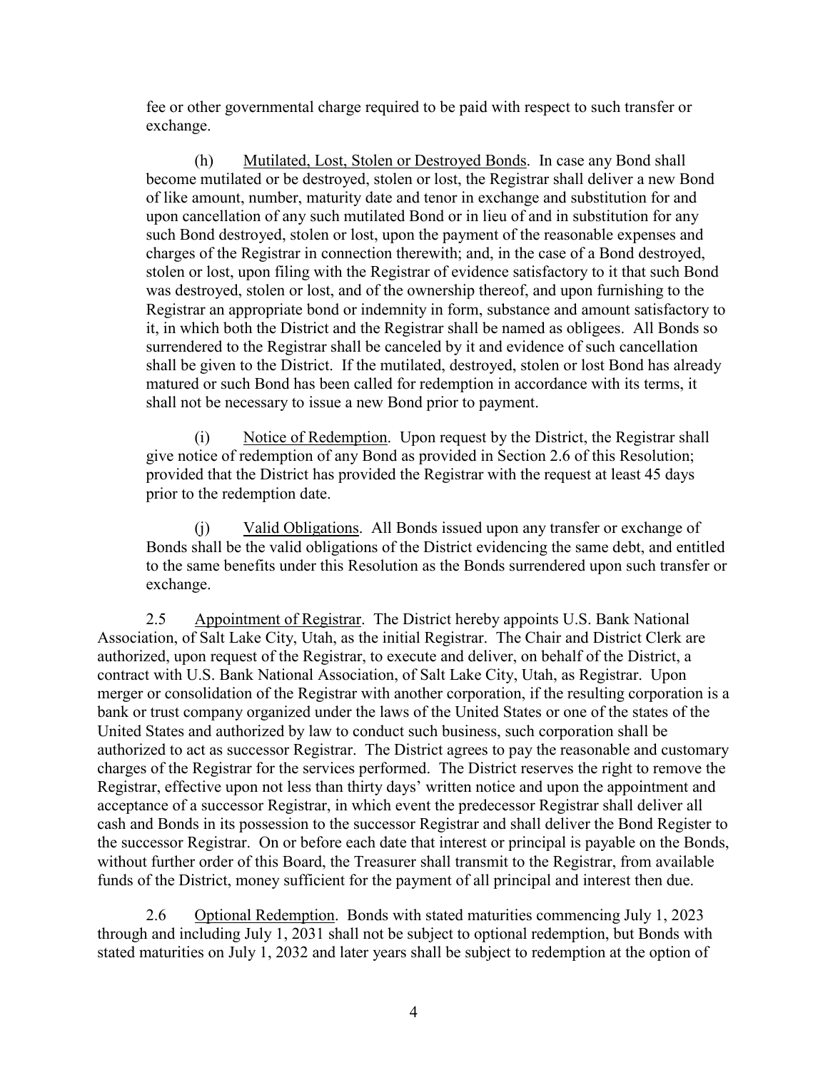fee or other governmental charge required to be paid with respect to such transfer or exchange.

(h) Mutilated, Lost, Stolen or Destroyed Bonds. In case any Bond shall become mutilated or be destroyed, stolen or lost, the Registrar shall deliver a new Bond of like amount, number, maturity date and tenor in exchange and substitution for and upon cancellation of any such mutilated Bond or in lieu of and in substitution for any such Bond destroyed, stolen or lost, upon the payment of the reasonable expenses and charges of the Registrar in connection therewith; and, in the case of a Bond destroyed, stolen or lost, upon filing with the Registrar of evidence satisfactory to it that such Bond was destroyed, stolen or lost, and of the ownership thereof, and upon furnishing to the Registrar an appropriate bond or indemnity in form, substance and amount satisfactory to it, in which both the District and the Registrar shall be named as obligees. All Bonds so surrendered to the Registrar shall be canceled by it and evidence of such cancellation shall be given to the District. If the mutilated, destroyed, stolen or lost Bond has already matured or such Bond has been called for redemption in accordance with its terms, it shall not be necessary to issue a new Bond prior to payment.

(i) Notice of Redemption. Upon request by the District, the Registrar shall give notice of redemption of any Bond as provided in Section 2.6 of this Resolution; provided that the District has provided the Registrar with the request at least 45 days prior to the redemption date.

(j) Valid Obligations. All Bonds issued upon any transfer or exchange of Bonds shall be the valid obligations of the District evidencing the same debt, and entitled to the same benefits under this Resolution as the Bonds surrendered upon such transfer or exchange.

2.5 Appointment of Registrar. The District hereby appoints U.S. Bank National Association, of Salt Lake City, Utah, as the initial Registrar. The Chair and District Clerk are authorized, upon request of the Registrar, to execute and deliver, on behalf of the District, a contract with U.S. Bank National Association, of Salt Lake City, Utah, as Registrar. Upon merger or consolidation of the Registrar with another corporation, if the resulting corporation is a bank or trust company organized under the laws of the United States or one of the states of the United States and authorized by law to conduct such business, such corporation shall be authorized to act as successor Registrar. The District agrees to pay the reasonable and customary charges of the Registrar for the services performed. The District reserves the right to remove the Registrar, effective upon not less than thirty days' written notice and upon the appointment and acceptance of a successor Registrar, in which event the predecessor Registrar shall deliver all cash and Bonds in its possession to the successor Registrar and shall deliver the Bond Register to the successor Registrar. On or before each date that interest or principal is payable on the Bonds, without further order of this Board, the Treasurer shall transmit to the Registrar, from available funds of the District, money sufficient for the payment of all principal and interest then due.

2.6 Optional Redemption. Bonds with stated maturities commencing July 1, 2023 through and including July 1, 2031 shall not be subject to optional redemption, but Bonds with stated maturities on July 1, 2032 and later years shall be subject to redemption at the option of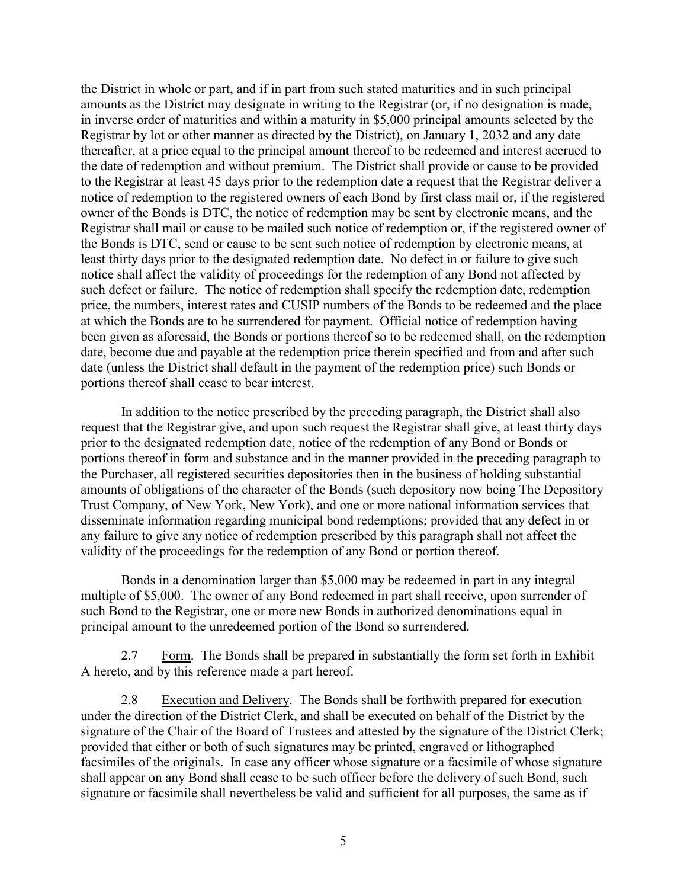the District in whole or part, and if in part from such stated maturities and in such principal amounts as the District may designate in writing to the Registrar (or, if no designation is made, in inverse order of maturities and within a maturity in $5,000 principal amounts selected by the Registrar by lot or other manner as directed by the District), on January 1, 2032 and any date thereafter, at a price equal to the principal amount thereof to be redeemed and interest accrued to the date of redemption and without premium. The District shall provide or cause to be provided to the Registrar at least 45 days prior to the redemption date a request that the Registrar deliver a notice of redemption to the registered owners of each Bond by first class mail or, if the registered owner of the Bonds is DTC, the notice of redemption may be sent by electronic means, and the Registrar shall mail or cause to be mailed such notice of redemption or, if the registered owner of the Bonds is DTC, send or cause to be sent such notice of redemption by electronic means, at least thirty days prior to the designated redemption date. No defect in or failure to give such notice shall affect the validity of proceedings for the redemption of any Bond not affected by such defect or failure. The notice of redemption shall specify the redemption date, redemption price, the numbers, interest rates and CUSIP numbers of the Bonds to be redeemed and the place at which the Bonds are to be surrendered for payment. Official notice of redemption having been given as aforesaid, the Bonds or portions thereof so to be redeemed shall, on the redemption date, become due and payable at the redemption price therein specified and from and after such date (unless the District shall default in the payment of the redemption price) such Bonds or portions thereof shall cease to bear interest.

In addition to the notice prescribed by the preceding paragraph, the District shall also request that the Registrar give, and upon such request the Registrar shall give, at least thirty days prior to the designated redemption date, notice of the redemption of any Bond or Bonds or portions thereof in form and substance and in the manner provided in the preceding paragraph to the Purchaser, all registered securities depositories then in the business of holding substantial amounts of obligations of the character of the Bonds (such depository now being The Depository Trust Company, of New York, New York), and one or more national information services that disseminate information regarding municipal bond redemptions; provided that any defect in or any failure to give any notice of redemption prescribed by this paragraph shall not affect the validity of the proceedings for the redemption of any Bond or portion thereof.

Bonds in a denomination larger than $5,000 may be redeemed in part in any integral multiple of $5,000. The owner of any Bond redeemed in part shall receive, upon surrender of such Bond to the Registrar, one or more new Bonds in authorized denominations equal in principal amount to the unredeemed portion of the Bond so surrendered.

2.7 Form. The Bonds shall be prepared in substantially the form set forth in Exhibit A hereto, and by this reference made a part hereof.

2.8 Execution and Delivery. The Bonds shall be forthwith prepared for execution under the direction of the District Clerk, and shall be executed on behalf of the District by the signature of the Chair of the Board of Trustees and attested by the signature of the District Clerk; provided that either or both of such signatures may be printed, engraved or lithographed facsimiles of the originals. In case any officer whose signature or a facsimile of whose signature shall appear on any Bond shall cease to be such officer before the delivery of such Bond, such signature or facsimile shall nevertheless be valid and sufficient for all purposes, the same as if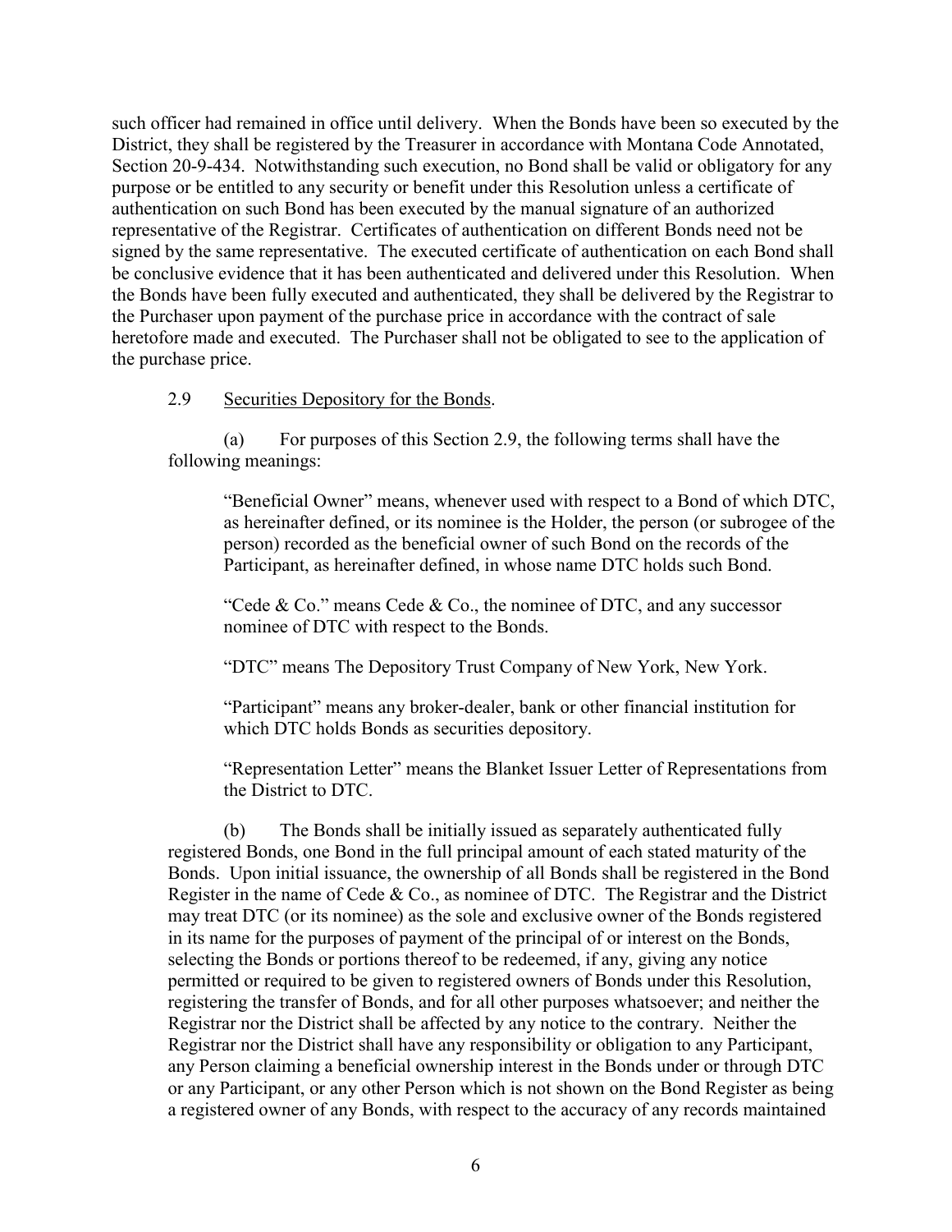such officer had remained in office until delivery. When the Bonds have been so executed by the District, they shall be registered by the Treasurer in accordance with Montana Code Annotated, Section 20-9-434. Notwithstanding such execution, no Bond shall be valid or obligatory for any purpose or be entitled to any security or benefit under this Resolution unless a certificate of authentication on such Bond has been executed by the manual signature of an authorized representative of the Registrar. Certificates of authentication on different Bonds need not be signed by the same representative. The executed certificate of authentication on each Bond shall be conclusive evidence that it has been authenticated and delivered under this Resolution. When the Bonds have been fully executed and authenticated, they shall be delivered by the Registrar to the Purchaser upon payment of the purchase price in accordance with the contract of sale heretofore made and executed. The Purchaser shall not be obligated to see to the application of the purchase price.

2.9 Securities Depository for the Bonds.

(a) For purposes of this Section 2.9, the following terms shall have the following meanings:

> "Beneficial Owner" means, whenever used with respect to a Bond of which DTC, as hereinafter defined, or its nominee is the Holder, the person (or subrogee of the person) recorded as the beneficial owner of such Bond on the records of the Participant, as hereinafter defined, in whose name DTC holds such Bond.
>
> "Cede & Co." means Cede & Co., the nominee of DTC, and any successor nominee of DTC with respect to the Bonds.
>
> "DTC" means The Depository Trust Company of New York, New York.
>
> "Participant" means any broker-dealer, bank or other financial institution for which DTC holds Bonds as securities depository.
>
> "Representation Letter" means the Blanket Issuer Letter of Representations from the District to DTC.

(b) The Bonds shall be initially issued as separately authenticated fully registered Bonds, one Bond in the full principal amount of each stated maturity of the Bonds. Upon initial issuance, the ownership of all Bonds shall be registered in the Bond Register in the name of Cede & Co., as nominee of DTC. The Registrar and the District may treat DTC (or its nominee) as the sole and exclusive owner of the Bonds registered in its name for the purposes of payment of the principal of or interest on the Bonds, selecting the Bonds or portions thereof to be redeemed, if any, giving any notice permitted or required to be given to registered owners of Bonds under this Resolution, registering the transfer of Bonds, and for all other purposes whatsoever; and neither the Registrar nor the District shall be affected by any notice to the contrary. Neither the Registrar nor the District shall have any responsibility or obligation to any Participant, any Person claiming a beneficial ownership interest in the Bonds under or through DTC or any Participant, or any other Person which is not shown on the Bond Register as being a registered owner of any Bonds, with respect to the accuracy of any records maintained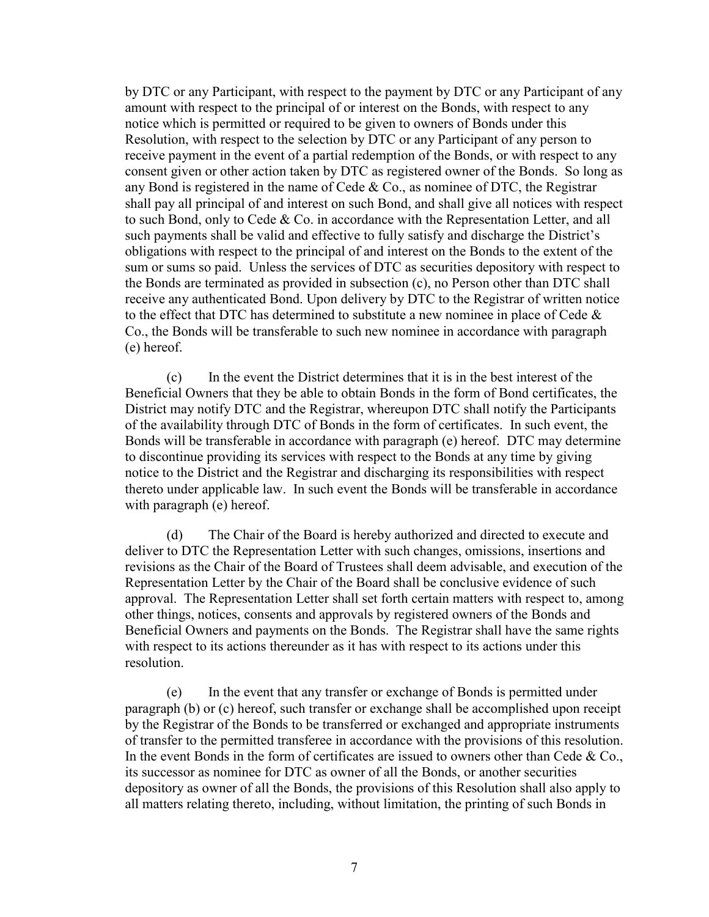by DTC or any Participant, with respect to the payment by DTC or any Participant of any amount with respect to the principal of or interest on the Bonds, with respect to any notice which is permitted or required to be given to owners of Bonds under this Resolution, with respect to the selection by DTC or any Participant of any person to receive payment in the event of a partial redemption of the Bonds, or with respect to any consent given or other action taken by DTC as registered owner of the Bonds. So long as any Bond is registered in the name of Cede & Co., as nominee of DTC, the Registrar shall pay all principal of and interest on such Bond, and shall give all notices with respect to such Bond, only to Cede & Co. in accordance with the Representation Letter, and all such payments shall be valid and effective to fully satisfy and discharge the District's obligations with respect to the principal of and interest on the Bonds to the extent of the sum or sums so paid. Unless the services of DTC as securities depository with respect to the Bonds are terminated as provided in subsection (c), no Person other than DTC shall receive any authenticated Bond. Upon delivery by DTC to the Registrar of written notice to the effect that DTC has determined to substitute a new nominee in place of Cede & Co., the Bonds will be transferable to such new nominee in accordance with paragraph (e) hereof.

(c) In the event the District determines that it is in the best interest of the Beneficial Owners that they be able to obtain Bonds in the form of Bond certificates, the District may notify DTC and the Registrar, whereupon DTC shall notify the Participants of the availability through DTC of Bonds in the form of certificates. In such event, the Bonds will be transferable in accordance with paragraph (e) hereof. DTC may determine to discontinue providing its services with respect to the Bonds at any time by giving notice to the District and the Registrar and discharging its responsibilities with respect thereto under applicable law. In such event the Bonds will be transferable in accordance with paragraph (e) hereof.

(d) The Chair of the Board is hereby authorized and directed to execute and deliver to DTC the Representation Letter with such changes, omissions, insertions and revisions as the Chair of the Board of Trustees shall deem advisable, and execution of the Representation Letter by the Chair of the Board shall be conclusive evidence of such approval. The Representation Letter shall set forth certain matters with respect to, among other things, notices, consents and approvals by registered owners of the Bonds and Beneficial Owners and payments on the Bonds. The Registrar shall have the same rights with respect to its actions thereunder as it has with respect to its actions under this resolution.

(e) In the event that any transfer or exchange of Bonds is permitted under paragraph (b) or (c) hereof, such transfer or exchange shall be accomplished upon receipt by the Registrar of the Bonds to be transferred or exchanged and appropriate instruments of transfer to the permitted transferee in accordance with the provisions of this resolution. In the event Bonds in the form of certificates are issued to owners other than Cede & Co., its successor as nominee for DTC as owner of all the Bonds, or another securities depository as owner of all the Bonds, the provisions of this Resolution shall also apply to all matters relating thereto, including, without limitation, the printing of such Bonds in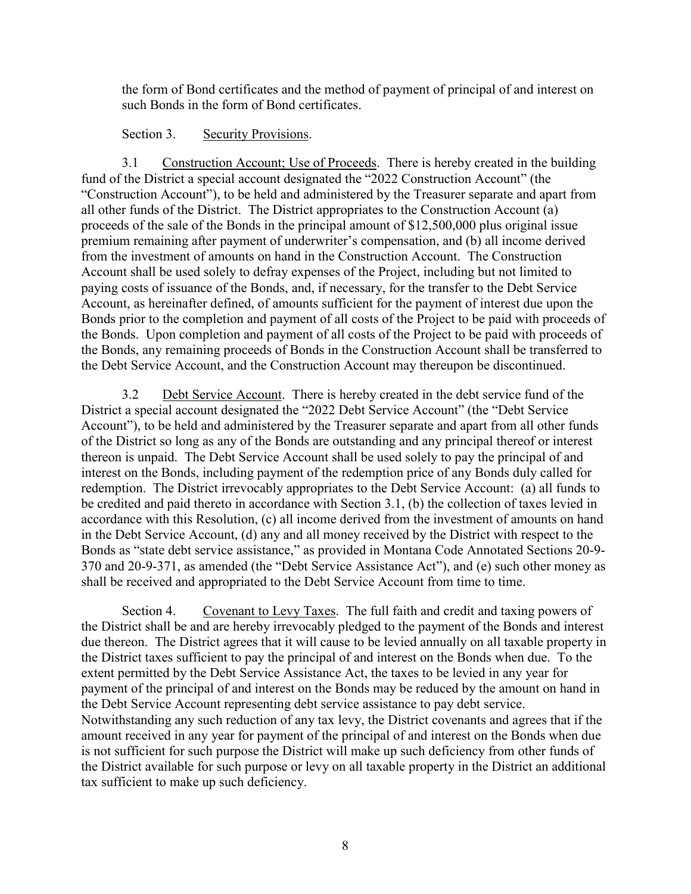the form of Bond certificates and the method of payment of principal of and interest on such Bonds in the form of Bond certificates.

Section 3. Security Provisions.

3.1 Construction Account; Use of Proceeds. There is hereby created in the building fund of the District a special account designated the "2022 Construction Account" (the "Construction Account"), to be held and administered by the Treasurer separate and apart from all other funds of the District. The District appropriates to the Construction Account (a) proceeds of the sale of the Bonds in the principal amount of $12,500,000 plus original issue premium remaining after payment of underwriter's compensation, and (b) all income derived from the investment of amounts on hand in the Construction Account. The Construction Account shall be used solely to defray expenses of the Project, including but not limited to paying costs of issuance of the Bonds, and, if necessary, for the transfer to the Debt Service Account, as hereinafter defined, of amounts sufficient for the payment of interest due upon the Bonds prior to the completion and payment of all costs of the Project to be paid with proceeds of the Bonds. Upon completion and payment of all costs of the Project to be paid with proceeds of the Bonds, any remaining proceeds of Bonds in the Construction Account shall be transferred to the Debt Service Account, and the Construction Account may thereupon be discontinued.

3.2 Debt Service Account. There is hereby created in the debt service fund of the District a special account designated the "2022 Debt Service Account" (the "Debt Service Account"), to be held and administered by the Treasurer separate and apart from all other funds of the District so long as any of the Bonds are outstanding and any principal thereof or interest thereon is unpaid. The Debt Service Account shall be used solely to pay the principal of and interest on the Bonds, including payment of the redemption price of any Bonds duly called for redemption. The District irrevocably appropriates to the Debt Service Account: (a) all funds to be credited and paid thereto in accordance with Section 3.1, (b) the collection of taxes levied in accordance with this Resolution, (c) all income derived from the investment of amounts on hand in the Debt Service Account, (d) any and all money received by the District with respect to the Bonds as "state debt service assistance," as provided in Montana Code Annotated Sections 20-9-370 and 20-9-371, as amended (the "Debt Service Assistance Act"), and (e) such other money as shall be received and appropriated to the Debt Service Account from time to time.

Section 4. Covenant to Levy Taxes. The full faith and credit and taxing powers of the District shall be and are hereby irrevocably pledged to the payment of the Bonds and interest due thereon. The District agrees that it will cause to be levied annually on all taxable property in the District taxes sufficient to pay the principal of and interest on the Bonds when due. To the extent permitted by the Debt Service Assistance Act, the taxes to be levied in any year for payment of the principal of and interest on the Bonds may be reduced by the amount on hand in the Debt Service Account representing debt service assistance to pay debt service. Notwithstanding any such reduction of any tax levy, the District covenants and agrees that if the amount received in any year for payment of the principal of and interest on the Bonds when due is not sufficient for such purpose the District will make up such deficiency from other funds of the District available for such purpose or levy on all taxable property in the District an additional tax sufficient to make up such deficiency.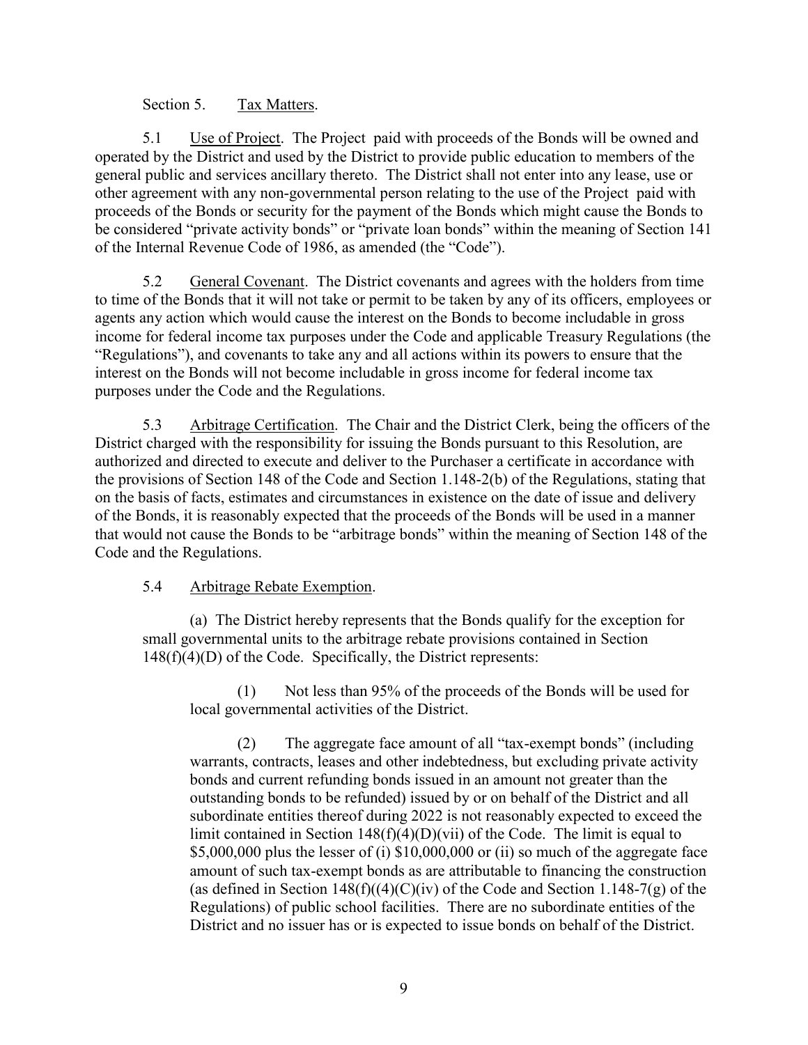Section 5. Tax Matters.

5.1 Use of Project. The Project paid with proceeds of the Bonds will be owned and operated by the District and used by the District to provide public education to members of the general public and services ancillary thereto. The District shall not enter into any lease, use or other agreement with any non-governmental person relating to the use of the Project paid with proceeds of the Bonds or security for the payment of the Bonds which might cause the Bonds to be considered "private activity bonds" or "private loan bonds" within the meaning of Section 141 of the Internal Revenue Code of 1986, as amended (the "Code").

5.2 General Covenant. The District covenants and agrees with the holders from time to time of the Bonds that it will not take or permit to be taken by any of its officers, employees or agents any action which would cause the interest on the Bonds to become includable in gross income for federal income tax purposes under the Code and applicable Treasury Regulations (the "Regulations"), and covenants to take any and all actions within its powers to ensure that the interest on the Bonds will not become includable in gross income for federal income tax purposes under the Code and the Regulations.

5.3 Arbitrage Certification. The Chair and the District Clerk, being the officers of the District charged with the responsibility for issuing the Bonds pursuant to this Resolution, are authorized and directed to execute and deliver to the Purchaser a certificate in accordance with the provisions of Section 148 of the Code and Section 1.148-2(b) of the Regulations, stating that on the basis of facts, estimates and circumstances in existence on the date of issue and delivery of the Bonds, it is reasonably expected that the proceeds of the Bonds will be used in a manner that would not cause the Bonds to be "arbitrage bonds" within the meaning of Section 148 of the Code and the Regulations.

5.4 Arbitrage Rebate Exemption.

(a) The District hereby represents that the Bonds qualify for the exception for small governmental units to the arbitrage rebate provisions contained in Section 148(f)(4)(D) of the Code. Specifically, the District represents:

(1) Not less than 95% of the proceeds of the Bonds will be used for local governmental activities of the District.

(2) The aggregate face amount of all "tax-exempt bonds" (including warrants, contracts, leases and other indebtedness, but excluding private activity bonds and current refunding bonds issued in an amount not greater than the outstanding bonds to be refunded) issued by or on behalf of the District and all subordinate entities thereof during 2022 is not reasonably expected to exceed the limit contained in Section 148(f)(4)(D)(vii) of the Code. The limit is equal to $5,000,000 plus the lesser of (i) $10,000,000 or (ii) so much of the aggregate face amount of such tax-exempt bonds as are attributable to financing the construction (as defined in Section 148(f)((4)(C)(iv) of the Code and Section 1.148-7(g) of the Regulations) of public school facilities. There are no subordinate entities of the District and no issuer has or is expected to issue bonds on behalf of the District.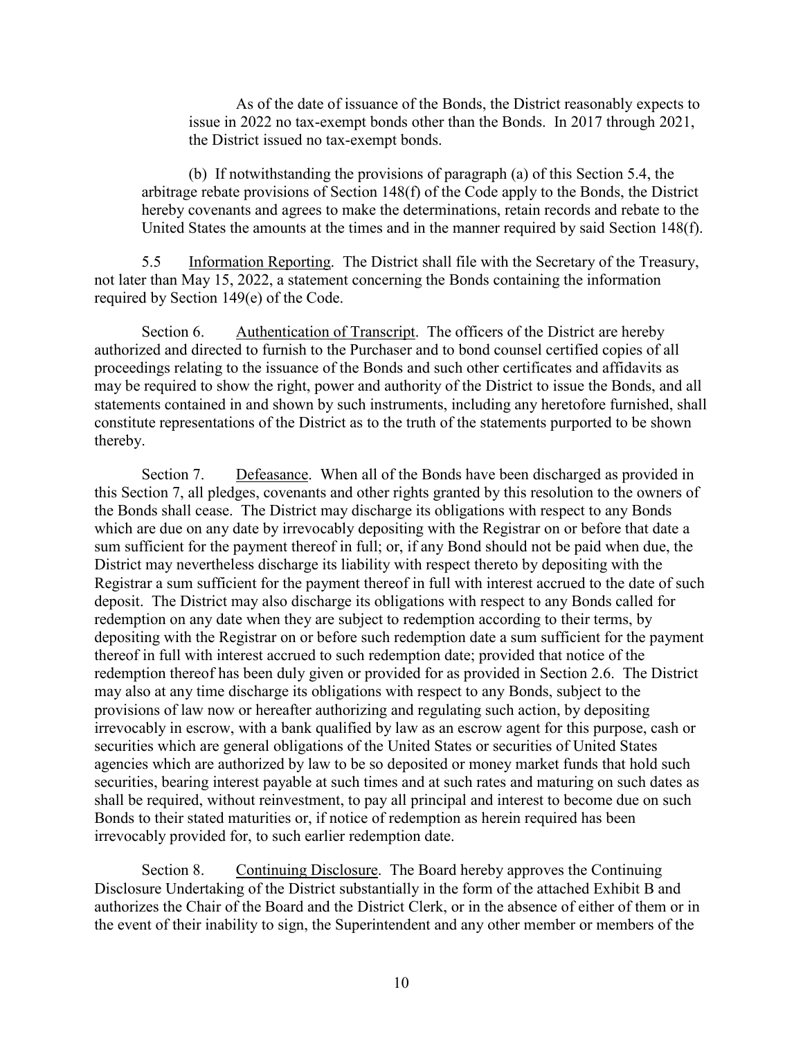As of the date of issuance of the Bonds, the District reasonably expects to issue in 2022 no tax-exempt bonds other than the Bonds. In 2017 through 2021, the District issued no tax-exempt bonds.

(b) If notwithstanding the provisions of paragraph (a) of this Section 5.4, the arbitrage rebate provisions of Section 148(f) of the Code apply to the Bonds, the District hereby covenants and agrees to make the determinations, retain records and rebate to the United States the amounts at the times and in the manner required by said Section 148(f).

5.5 Information Reporting. The District shall file with the Secretary of the Treasury, not later than May 15, 2022, a statement concerning the Bonds containing the information required by Section 149(e) of the Code.

Section 6. Authentication of Transcript. The officers of the District are hereby authorized and directed to furnish to the Purchaser and to bond counsel certified copies of all proceedings relating to the issuance of the Bonds and such other certificates and affidavits as may be required to show the right, power and authority of the District to issue the Bonds, and all statements contained in and shown by such instruments, including any heretofore furnished, shall constitute representations of the District as to the truth of the statements purported to be shown thereby.

Section 7. Defeasance. When all of the Bonds have been discharged as provided in this Section 7, all pledges, covenants and other rights granted by this resolution to the owners of the Bonds shall cease. The District may discharge its obligations with respect to any Bonds which are due on any date by irrevocably depositing with the Registrar on or before that date a sum sufficient for the payment thereof in full; or, if any Bond should not be paid when due, the District may nevertheless discharge its liability with respect thereto by depositing with the Registrar a sum sufficient for the payment thereof in full with interest accrued to the date of such deposit. The District may also discharge its obligations with respect to any Bonds called for redemption on any date when they are subject to redemption according to their terms, by depositing with the Registrar on or before such redemption date a sum sufficient for the payment thereof in full with interest accrued to such redemption date; provided that notice of the redemption thereof has been duly given or provided for as provided in Section 2.6. The District may also at any time discharge its obligations with respect to any Bonds, subject to the provisions of law now or hereafter authorizing and regulating such action, by depositing irrevocably in escrow, with a bank qualified by law as an escrow agent for this purpose, cash or securities which are general obligations of the United States or securities of United States agencies which are authorized by law to be so deposited or money market funds that hold such securities, bearing interest payable at such times and at such rates and maturing on such dates as shall be required, without reinvestment, to pay all principal and interest to become due on such Bonds to their stated maturities or, if notice of redemption as herein required has been irrevocably provided for, to such earlier redemption date.

Section 8. Continuing Disclosure. The Board hereby approves the Continuing Disclosure Undertaking of the District substantially in the form of the attached Exhibit B and authorizes the Chair of the Board and the District Clerk, or in the absence of either of them or in the event of their inability to sign, the Superintendent and any other member or members of the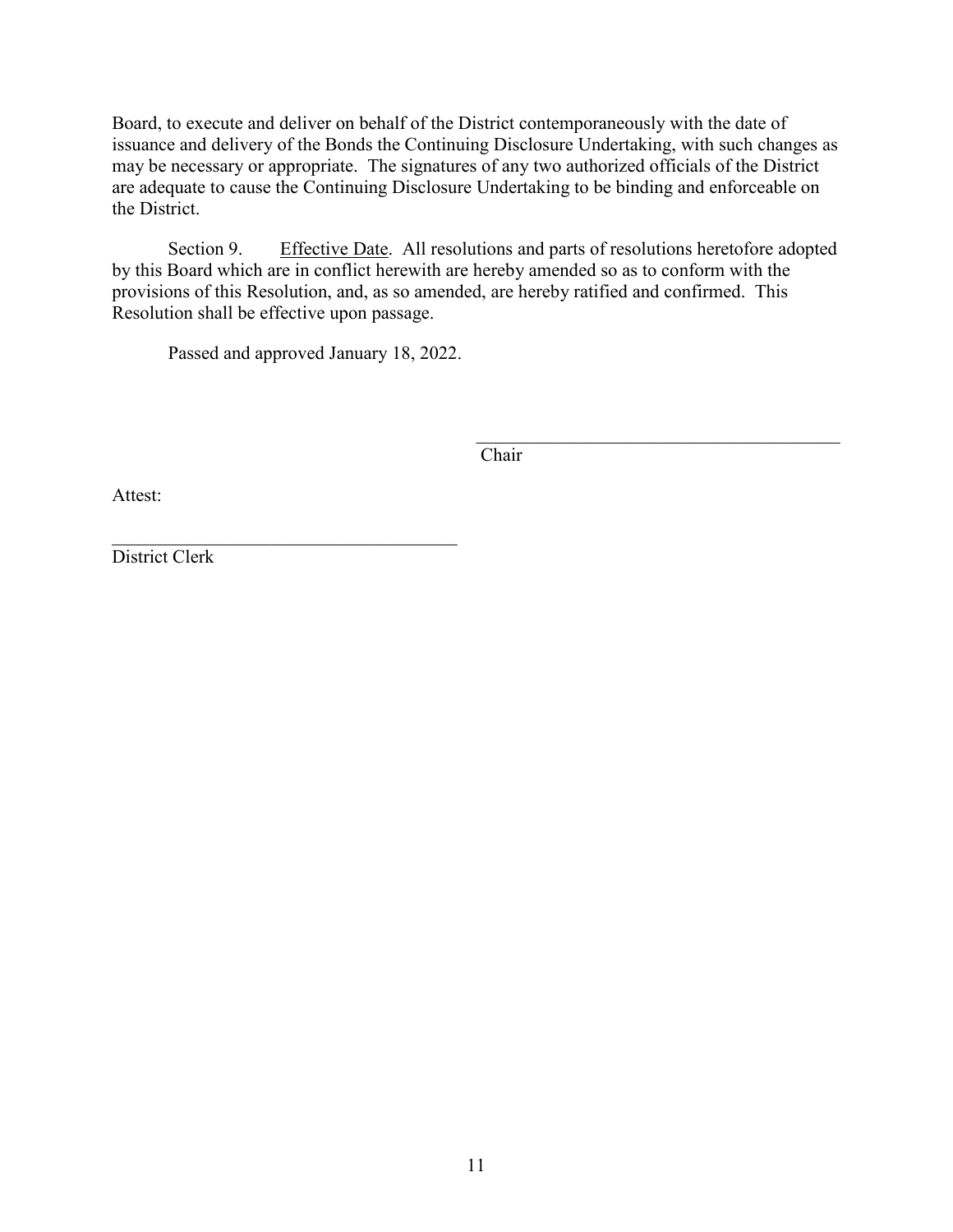Board, to execute and deliver on behalf of the District contemporaneously with the date of issuance and delivery of the Bonds the Continuing Disclosure Undertaking, with such changes as may be necessary or appropriate. The signatures of any two authorized officials of the District are adequate to cause the Continuing Disclosure Undertaking to be binding and enforceable on the District.

Section 9. Effective Date. All resolutions and parts of resolutions heretofore adopted by this Board which are in conflict herewith are hereby amended so as to conform with the provisions of this Resolution, and, as so amended, are hereby ratified and confirmed. This Resolution shall be effective upon passage.

Passed and approved January 18, 2022.

\_\_\_\_\_\_\_\_\_\_\_\_\_\_\_\_\_\_\_\_\_\_\_\_\_\_\_\_\_\_\_\_\_\_\_\_\_\_\_\_
Chair

Attest:

\_\_\_\_\_\_\_\_\_\_\_\_\_\_\_\_\_\_\_\_\_\_\_\_\_\_\_\_\_\_\_\_\_\_\_\_\_\_\_\_
District Clerk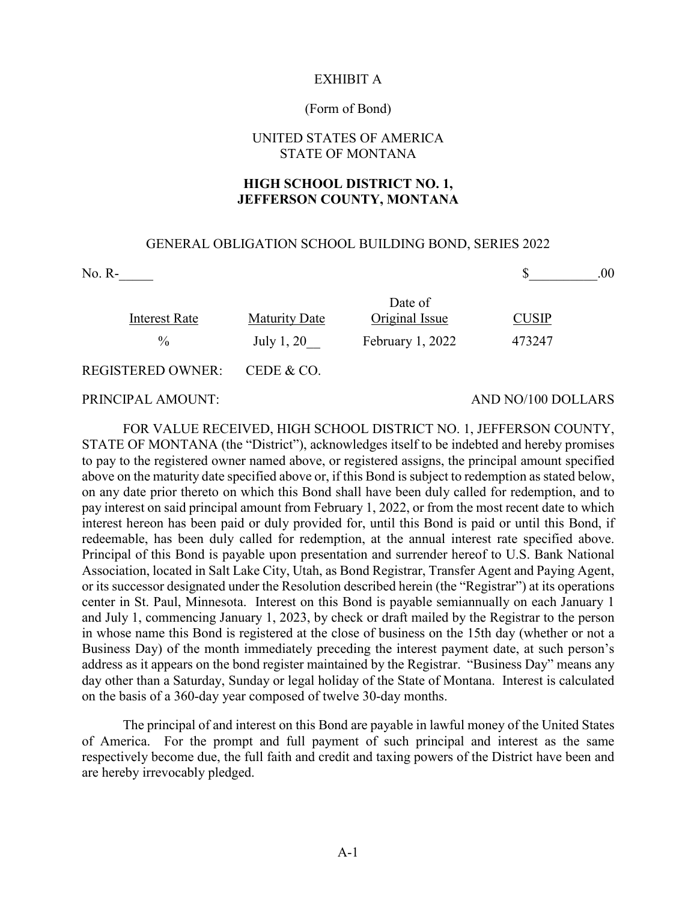EXHIBIT A

(Form of Bond)

UNITED STATES OF AMERICA
STATE OF MONTANA

**HIGH SCHOOL DISTRICT NO. 1,
JEFFERSON COUNTY, MONTANA**

GENERAL OBLIGATION SCHOOL BUILDING BOND, SERIES 2022

No. R-_____ $__________.00

| Interest Rate | Maturity Date | Date of Original Issue | CUSIP |
|---|---|---|---|
| % | July 1, 20__ | February 1, 2022 | 473247 |

REGISTERED OWNER: CEDE & CO.

PRINCIPAL AMOUNT: AND NO/100 DOLLARS

FOR VALUE RECEIVED, HIGH SCHOOL DISTRICT NO. 1, JEFFERSON COUNTY, STATE OF MONTANA (the "District"), acknowledges itself to be indebted and hereby promises to pay to the registered owner named above, or registered assigns, the principal amount specified above on the maturity date specified above or, if this Bond is subject to redemption as stated below, on any date prior thereto on which this Bond shall have been duly called for redemption, and to pay interest on said principal amount from February 1, 2022, or from the most recent date to which interest hereon has been paid or duly provided for, until this Bond is paid or until this Bond, if redeemable, has been duly called for redemption, at the annual interest rate specified above. Principal of this Bond is payable upon presentation and surrender hereof to U.S. Bank National Association, located in Salt Lake City, Utah, as Bond Registrar, Transfer Agent and Paying Agent, or its successor designated under the Resolution described herein (the "Registrar") at its operations center in St. Paul, Minnesota. Interest on this Bond is payable semiannually on each January 1 and July 1, commencing January 1, 2023, by check or draft mailed by the Registrar to the person in whose name this Bond is registered at the close of business on the 15th day (whether or not a Business Day) of the month immediately preceding the interest payment date, at such person's address as it appears on the bond register maintained by the Registrar. "Business Day" means any day other than a Saturday, Sunday or legal holiday of the State of Montana. Interest is calculated on the basis of a 360-day year composed of twelve 30-day months.

The principal of and interest on this Bond are payable in lawful money of the United States of America. For the prompt and full payment of such principal and interest as the same respectively become due, the full faith and credit and taxing powers of the District have been and are hereby irrevocably pledged.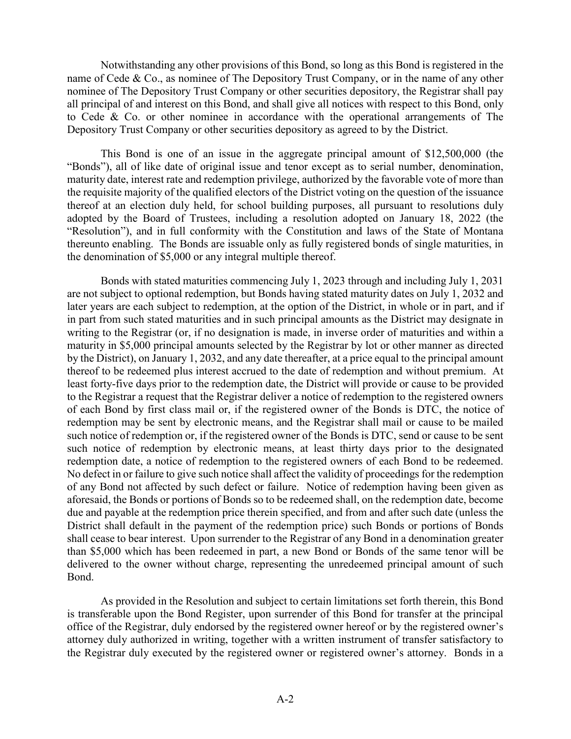Notwithstanding any other provisions of this Bond, so long as this Bond is registered in the name of Cede & Co., as nominee of The Depository Trust Company, or in the name of any other nominee of The Depository Trust Company or other securities depository, the Registrar shall pay all principal of and interest on this Bond, and shall give all notices with respect to this Bond, only to Cede & Co. or other nominee in accordance with the operational arrangements of The Depository Trust Company or other securities depository as agreed to by the District.

This Bond is one of an issue in the aggregate principal amount of $12,500,000 (the "Bonds"), all of like date of original issue and tenor except as to serial number, denomination, maturity date, interest rate and redemption privilege, authorized by the favorable vote of more than the requisite majority of the qualified electors of the District voting on the question of the issuance thereof at an election duly held, for school building purposes, all pursuant to resolutions duly adopted by the Board of Trustees, including a resolution adopted on January 18, 2022 (the "Resolution"), and in full conformity with the Constitution and laws of the State of Montana thereunto enabling. The Bonds are issuable only as fully registered bonds of single maturities, in the denomination of $5,000 or any integral multiple thereof.

Bonds with stated maturities commencing July 1, 2023 through and including July 1, 2031 are not subject to optional redemption, but Bonds having stated maturity dates on July 1, 2032 and later years are each subject to redemption, at the option of the District, in whole or in part, and if in part from such stated maturities and in such principal amounts as the District may designate in writing to the Registrar (or, if no designation is made, in inverse order of maturities and within a maturity in $5,000 principal amounts selected by the Registrar by lot or other manner as directed by the District), on January 1, 2032, and any date thereafter, at a price equal to the principal amount thereof to be redeemed plus interest accrued to the date of redemption and without premium. At least forty-five days prior to the redemption date, the District will provide or cause to be provided to the Registrar a request that the Registrar deliver a notice of redemption to the registered owners of each Bond by first class mail or, if the registered owner of the Bonds is DTC, the notice of redemption may be sent by electronic means, and the Registrar shall mail or cause to be mailed such notice of redemption or, if the registered owner of the Bonds is DTC, send or cause to be sent such notice of redemption by electronic means, at least thirty days prior to the designated redemption date, a notice of redemption to the registered owners of each Bond to be redeemed. No defect in or failure to give such notice shall affect the validity of proceedings for the redemption of any Bond not affected by such defect or failure. Notice of redemption having been given as aforesaid, the Bonds or portions of Bonds so to be redeemed shall, on the redemption date, become due and payable at the redemption price therein specified, and from and after such date (unless the District shall default in the payment of the redemption price) such Bonds or portions of Bonds shall cease to bear interest. Upon surrender to the Registrar of any Bond in a denomination greater than $5,000 which has been redeemed in part, a new Bond or Bonds of the same tenor will be delivered to the owner without charge, representing the unredeemed principal amount of such Bond.

As provided in the Resolution and subject to certain limitations set forth therein, this Bond is transferable upon the Bond Register, upon surrender of this Bond for transfer at the principal office of the Registrar, duly endorsed by the registered owner hereof or by the registered owner's attorney duly authorized in writing, together with a written instrument of transfer satisfactory to the Registrar duly executed by the registered owner or registered owner's attorney. Bonds in a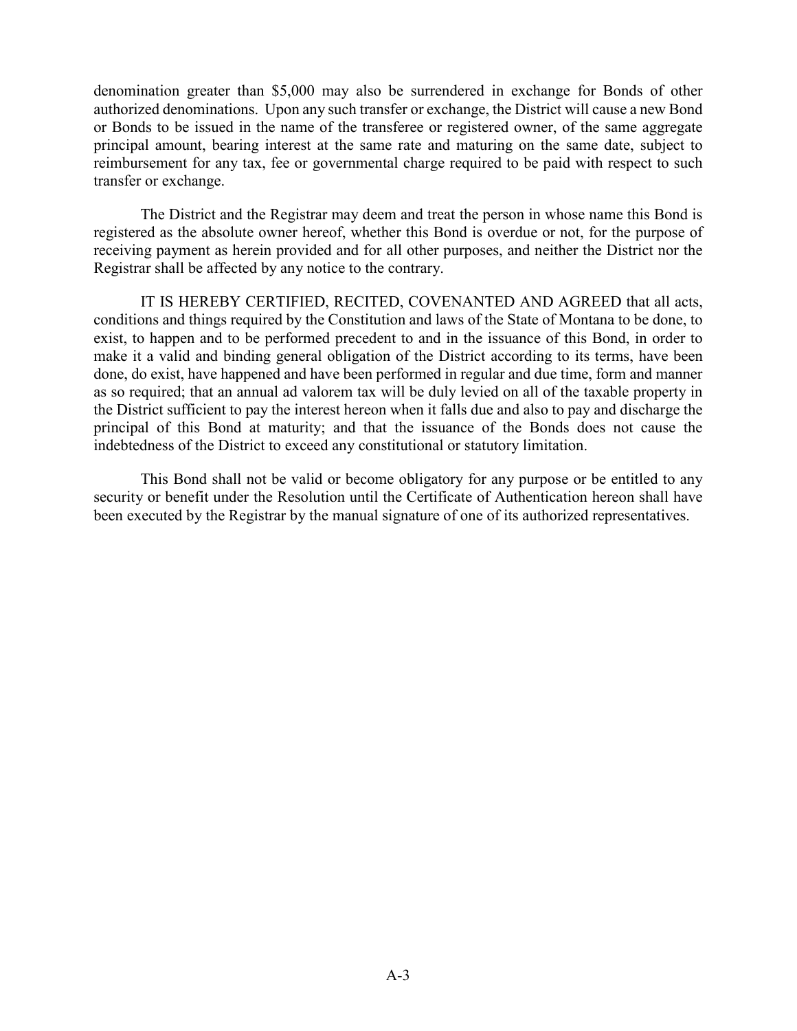denomination greater than $5,000 may also be surrendered in exchange for Bonds of other authorized denominations. Upon any such transfer or exchange, the District will cause a new Bond or Bonds to be issued in the name of the transferee or registered owner, of the same aggregate principal amount, bearing interest at the same rate and maturing on the same date, subject to reimbursement for any tax, fee or governmental charge required to be paid with respect to such transfer or exchange.

The District and the Registrar may deem and treat the person in whose name this Bond is registered as the absolute owner hereof, whether this Bond is overdue or not, for the purpose of receiving payment as herein provided and for all other purposes, and neither the District nor the Registrar shall be affected by any notice to the contrary.

IT IS HEREBY CERTIFIED, RECITED, COVENANTED AND AGREED that all acts, conditions and things required by the Constitution and laws of the State of Montana to be done, to exist, to happen and to be performed precedent to and in the issuance of this Bond, in order to make it a valid and binding general obligation of the District according to its terms, have been done, do exist, have happened and have been performed in regular and due time, form and manner as so required; that an annual ad valorem tax will be duly levied on all of the taxable property in the District sufficient to pay the interest hereon when it falls due and also to pay and discharge the principal of this Bond at maturity; and that the issuance of the Bonds does not cause the indebtedness of the District to exceed any constitutional or statutory limitation.

This Bond shall not be valid or become obligatory for any purpose or be entitled to any security or benefit under the Resolution until the Certificate of Authentication hereon shall have been executed by the Registrar by the manual signature of one of its authorized representatives.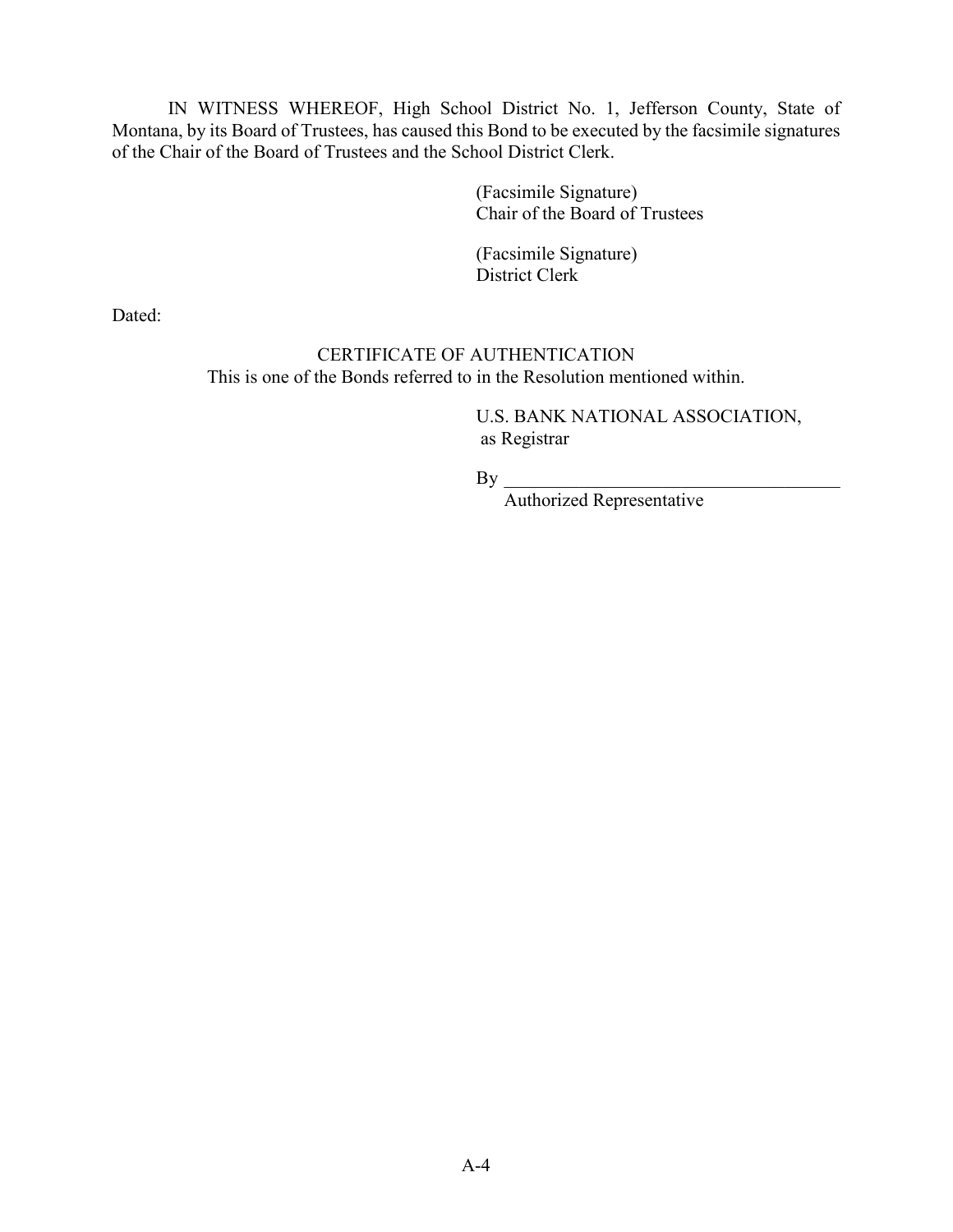IN WITNESS WHEREOF, High School District No. 1, Jefferson County, State of Montana, by its Board of Trustees, has caused this Bond to be executed by the facsimile signatures of the Chair of the Board of Trustees and the School District Clerk.

(Facsimile Signature)
Chair of the Board of Trustees

(Facsimile Signature)
District Clerk

Dated:

CERTIFICATE OF AUTHENTICATION
This is one of the Bonds referred to in the Resolution mentioned within.

U.S. BANK NATIONAL ASSOCIATION,
as Registrar

By ____________________________________
Authorized Representative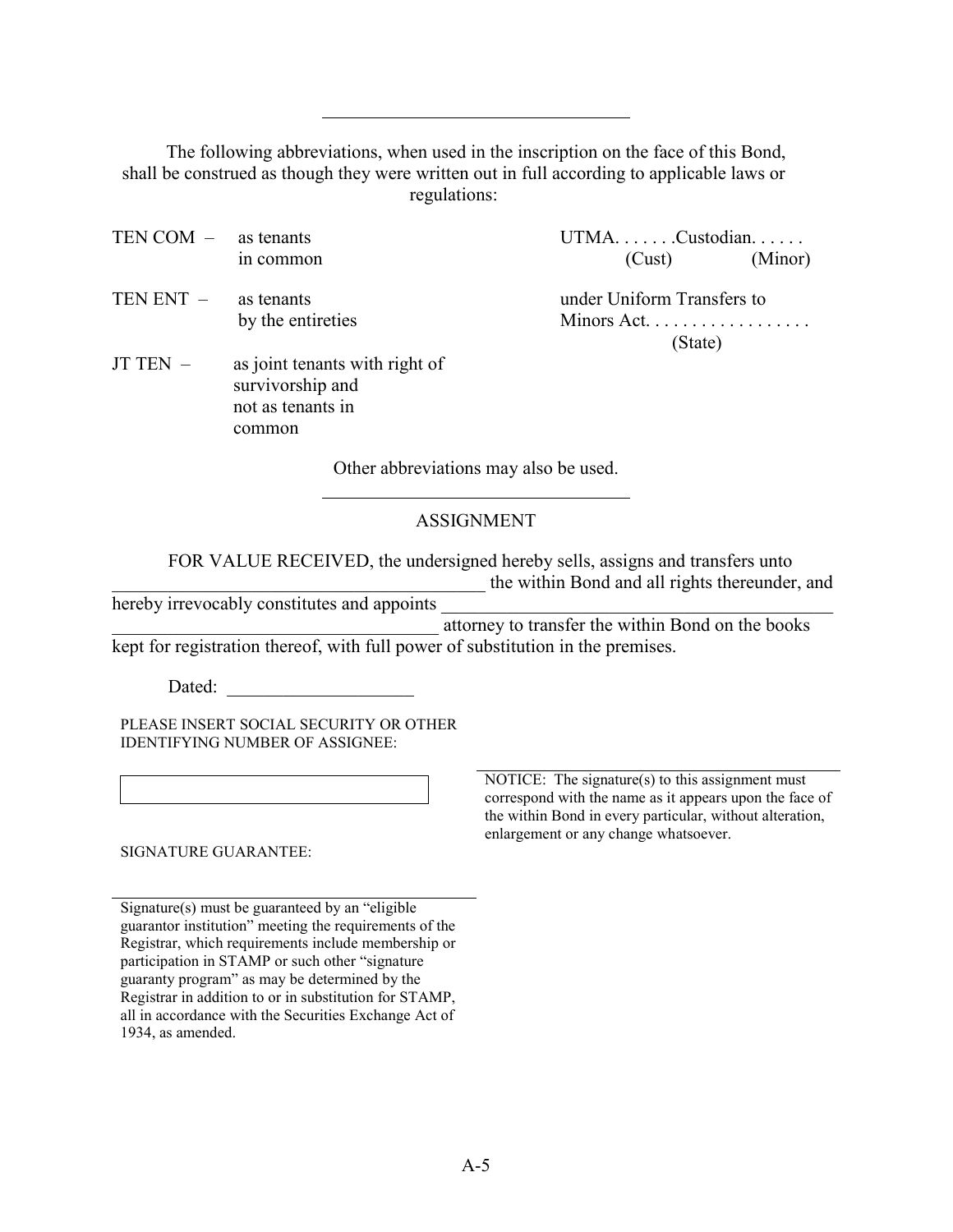---

The following abbreviations, when used in the inscription on the face of this Bond, shall be construed as though they were written out in full according to applicable laws or regulations:

| | | |
|---|---|---|
| TEN COM – | as tenants in common | UTMA. . . . . . .Custodian. . . . . .<br>(Cust) (Minor) |
| TEN ENT – | as tenants by the entireties | under Uniform Transfers to Minors Act. . . . . . . . . . . . . . . . . .<br>(State) |
| JT TEN – | as joint tenants with right of survivorship and not as tenants in common | |

Other abbreviations may also be used.

---

## ASSIGNMENT

FOR VALUE RECEIVED, the undersigned hereby sells, assigns and transfers unto \_\_\_\_\_\_\_\_\_\_\_\_\_\_\_\_\_\_\_\_\_\_\_\_\_\_\_\_\_\_\_\_\_\_\_\_\_\_\_\_ the within Bond and all rights thereunder, and hereby irrevocably constitutes and appoints \_\_\_\_\_\_\_\_\_\_\_\_\_\_\_\_\_\_\_\_\_\_\_\_\_\_\_\_\_\_\_\_\_\_\_\_\_\_\_\_\_\_\_\_\_\_\_\_\_\_\_\_\_\_\_\_\_\_\_\_\_\_\_\_\_\_\_\_\_\_\_\_\_\_ attorney to transfer the within Bond on the books kept for registration thereof, with full power of substitution in the premises.

Dated: \_\_\_\_\_\_\_\_\_\_\_\_\_\_\_\_\_\_\_\_

PLEASE INSERT SOCIAL SECURITY OR OTHER IDENTIFYING NUMBER OF ASSIGNEE:

\[ \]

\_\_\_\_\_\_\_\_\_\_\_\_\_\_\_\_\_\_\_\_\_\_\_\_\_\_\_\_\_\_\_\_\_\_\_\_\_\_\_\_

NOTICE: The signature(s) to this assignment must correspond with the name as it appears upon the face of the within Bond in every particular, without alteration, enlargement or any change whatsoever.

SIGNATURE GUARANTEE:

\_\_\_\_\_\_\_\_\_\_\_\_\_\_\_\_\_\_\_\_\_\_\_\_\_\_\_\_\_\_\_\_\_\_\_\_\_\_\_\_

Signature(s) must be guaranteed by an "eligible guarantor institution" meeting the requirements of the Registrar, which requirements include membership or participation in STAMP or such other "signature guaranty program" as may be determined by the Registrar in addition to or in substitution for STAMP, all in accordance with the Securities Exchange Act of 1934, as amended.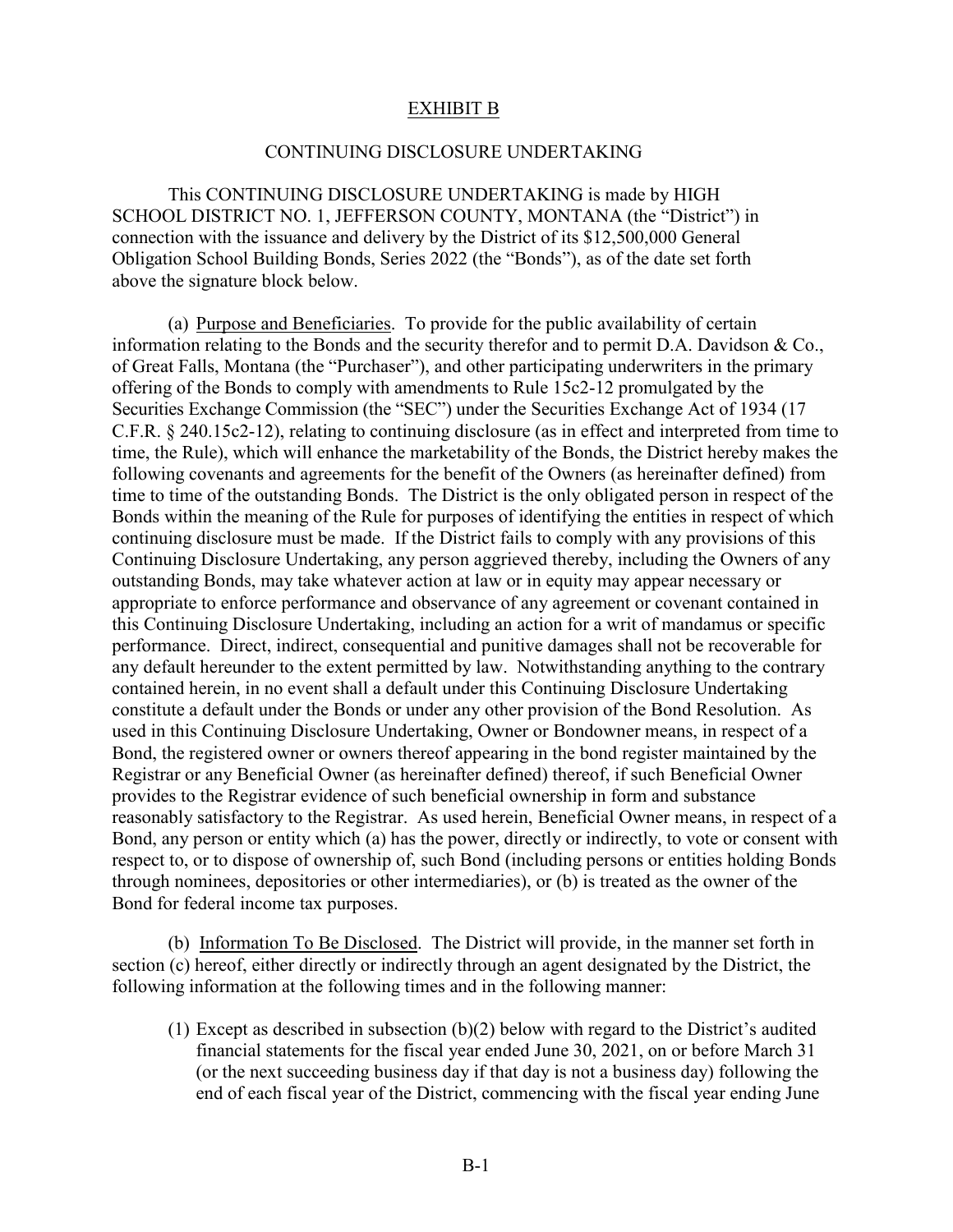## EXHIBIT B

### CONTINUING DISCLOSURE UNDERTAKING

This CONTINUING DISCLOSURE UNDERTAKING is made by HIGH SCHOOL DISTRICT NO. 1, JEFFERSON COUNTY, MONTANA (the "District") in connection with the issuance and delivery by the District of its $12,500,000 General Obligation School Building Bonds, Series 2022 (the "Bonds"), as of the date set forth above the signature block below.

(a) Purpose and Beneficiaries. To provide for the public availability of certain information relating to the Bonds and the security therefor and to permit D.A. Davidson & Co., of Great Falls, Montana (the "Purchaser"), and other participating underwriters in the primary offering of the Bonds to comply with amendments to Rule 15c2-12 promulgated by the Securities Exchange Commission (the "SEC") under the Securities Exchange Act of 1934 (17 C.F.R. § 240.15c2-12), relating to continuing disclosure (as in effect and interpreted from time to time, the Rule), which will enhance the marketability of the Bonds, the District hereby makes the following covenants and agreements for the benefit of the Owners (as hereinafter defined) from time to time of the outstanding Bonds. The District is the only obligated person in respect of the Bonds within the meaning of the Rule for purposes of identifying the entities in respect of which continuing disclosure must be made. If the District fails to comply with any provisions of this Continuing Disclosure Undertaking, any person aggrieved thereby, including the Owners of any outstanding Bonds, may take whatever action at law or in equity may appear necessary or appropriate to enforce performance and observance of any agreement or covenant contained in this Continuing Disclosure Undertaking, including an action for a writ of mandamus or specific performance. Direct, indirect, consequential and punitive damages shall not be recoverable for any default hereunder to the extent permitted by law. Notwithstanding anything to the contrary contained herein, in no event shall a default under this Continuing Disclosure Undertaking constitute a default under the Bonds or under any other provision of the Bond Resolution. As used in this Continuing Disclosure Undertaking, Owner or Bondowner means, in respect of a Bond, the registered owner or owners thereof appearing in the bond register maintained by the Registrar or any Beneficial Owner (as hereinafter defined) thereof, if such Beneficial Owner provides to the Registrar evidence of such beneficial ownership in form and substance reasonably satisfactory to the Registrar. As used herein, Beneficial Owner means, in respect of a Bond, any person or entity which (a) has the power, directly or indirectly, to vote or consent with respect to, or to dispose of ownership of, such Bond (including persons or entities holding Bonds through nominees, depositories or other intermediaries), or (b) is treated as the owner of the Bond for federal income tax purposes.

(b) Information To Be Disclosed. The District will provide, in the manner set forth in section (c) hereof, either directly or indirectly through an agent designated by the District, the following information at the following times and in the following manner:

(1) Except as described in subsection (b)(2) below with regard to the District's audited financial statements for the fiscal year ended June 30, 2021, on or before March 31 (or the next succeeding business day if that day is not a business day) following the end of each fiscal year of the District, commencing with the fiscal year ending June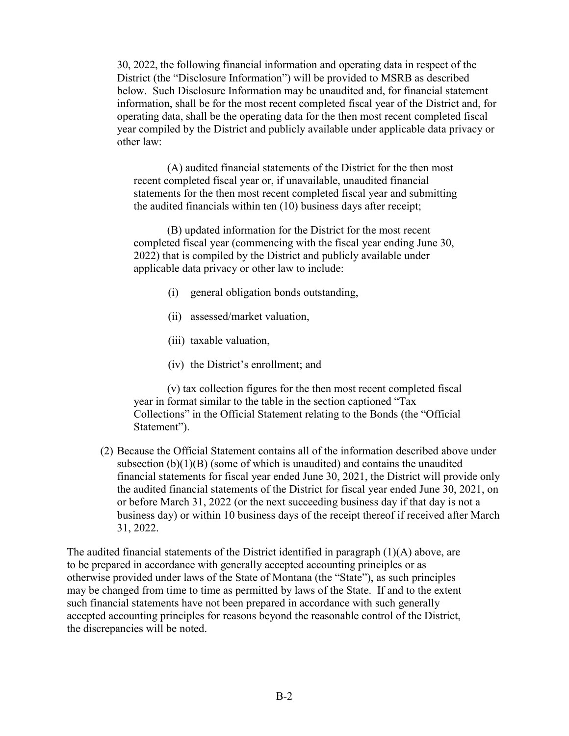30, 2022, the following financial information and operating data in respect of the District (the "Disclosure Information") will be provided to MSRB as described below. Such Disclosure Information may be unaudited and, for financial statement information, shall be for the most recent completed fiscal year of the District and, for operating data, shall be the operating data for the then most recent completed fiscal year compiled by the District and publicly available under applicable data privacy or other law:

(A) audited financial statements of the District for the then most recent completed fiscal year or, if unavailable, unaudited financial statements for the then most recent completed fiscal year and submitting the audited financials within ten (10) business days after receipt;

(B) updated information for the District for the most recent completed fiscal year (commencing with the fiscal year ending June 30, 2022) that is compiled by the District and publicly available under applicable data privacy or other law to include:

(i) general obligation bonds outstanding,

(ii) assessed/market valuation,

(iii) taxable valuation,

(iv) the District's enrollment; and

(v) tax collection figures for the then most recent completed fiscal year in format similar to the table in the section captioned "Tax Collections" in the Official Statement relating to the Bonds (the "Official Statement").

(2) Because the Official Statement contains all of the information described above under subsection (b)(1)(B) (some of which is unaudited) and contains the unaudited financial statements for fiscal year ended June 30, 2021, the District will provide only the audited financial statements of the District for fiscal year ended June 30, 2021, on or before March 31, 2022 (or the next succeeding business day if that day is not a business day) or within 10 business days of the receipt thereof if received after March 31, 2022.

The audited financial statements of the District identified in paragraph (1)(A) above, are to be prepared in accordance with generally accepted accounting principles or as otherwise provided under laws of the State of Montana (the "State"), as such principles may be changed from time to time as permitted by laws of the State. If and to the extent such financial statements have not been prepared in accordance with such generally accepted accounting principles for reasons beyond the reasonable control of the District, the discrepancies will be noted.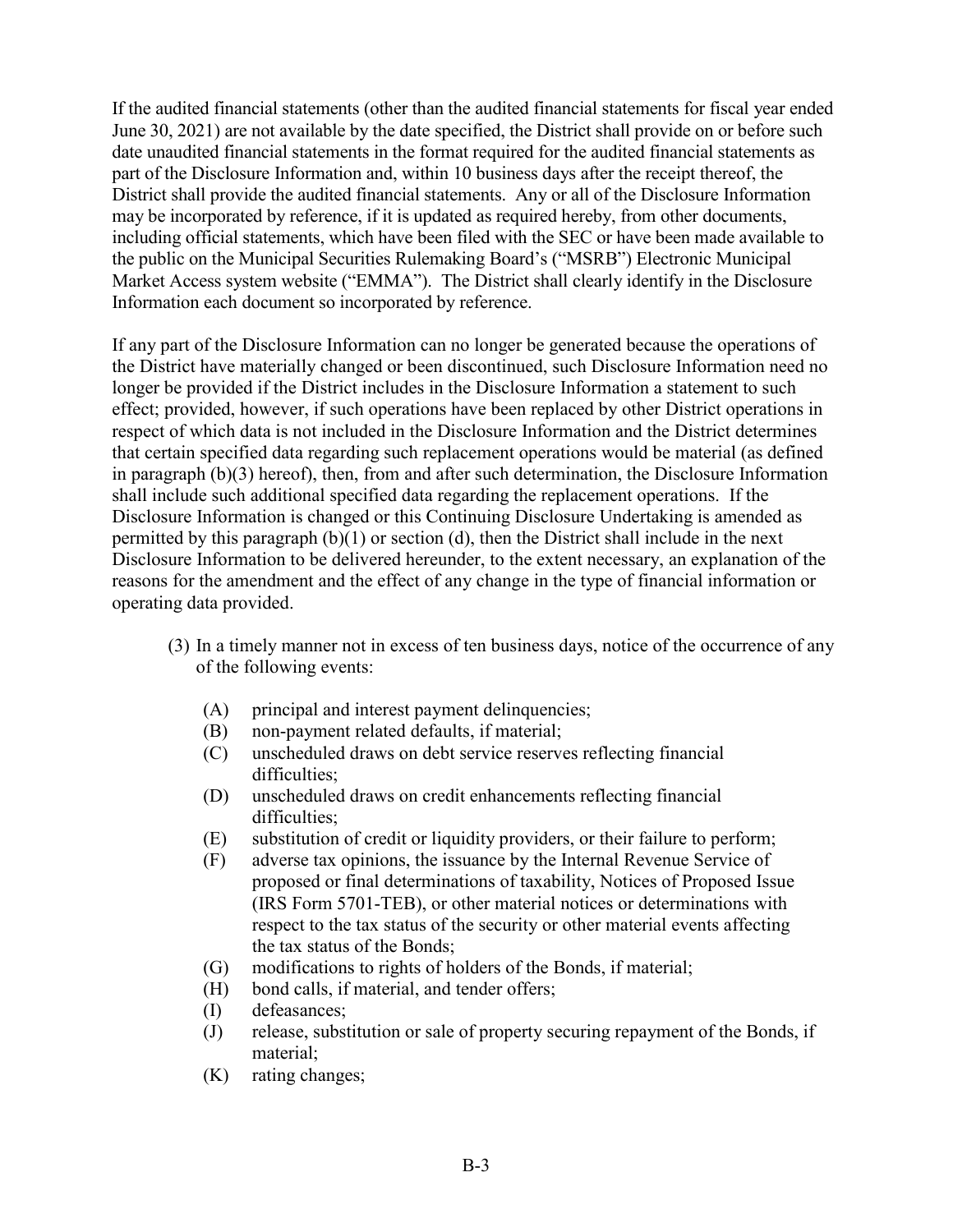If the audited financial statements (other than the audited financial statements for fiscal year ended June 30, 2021) are not available by the date specified, the District shall provide on or before such date unaudited financial statements in the format required for the audited financial statements as part of the Disclosure Information and, within 10 business days after the receipt thereof, the District shall provide the audited financial statements. Any or all of the Disclosure Information may be incorporated by reference, if it is updated as required hereby, from other documents, including official statements, which have been filed with the SEC or have been made available to the public on the Municipal Securities Rulemaking Board's ("MSRB") Electronic Municipal Market Access system website ("EMMA"). The District shall clearly identify in the Disclosure Information each document so incorporated by reference.

If any part of the Disclosure Information can no longer be generated because the operations of the District have materially changed or been discontinued, such Disclosure Information need no longer be provided if the District includes in the Disclosure Information a statement to such effect; provided, however, if such operations have been replaced by other District operations in respect of which data is not included in the Disclosure Information and the District determines that certain specified data regarding such replacement operations would be material (as defined in paragraph (b)(3) hereof), then, from and after such determination, the Disclosure Information shall include such additional specified data regarding the replacement operations. If the Disclosure Information is changed or this Continuing Disclosure Undertaking is amended as permitted by this paragraph (b)(1) or section (d), then the District shall include in the next Disclosure Information to be delivered hereunder, to the extent necessary, an explanation of the reasons for the amendment and the effect of any change in the type of financial information or operating data provided.

(3) In a timely manner not in excess of ten business days, notice of the occurrence of any of the following events:

- (A) principal and interest payment delinquencies;
- (B) non-payment related defaults, if material;
- (C) unscheduled draws on debt service reserves reflecting financial difficulties;
- (D) unscheduled draws on credit enhancements reflecting financial difficulties;
- (E) substitution of credit or liquidity providers, or their failure to perform;
- (F) adverse tax opinions, the issuance by the Internal Revenue Service of proposed or final determinations of taxability, Notices of Proposed Issue (IRS Form 5701-TEB), or other material notices or determinations with respect to the tax status of the security or other material events affecting the tax status of the Bonds;
- (G) modifications to rights of holders of the Bonds, if material;
- (H) bond calls, if material, and tender offers;
- (I) defeasances;
- (J) release, substitution or sale of property securing repayment of the Bonds, if material;
- (K) rating changes;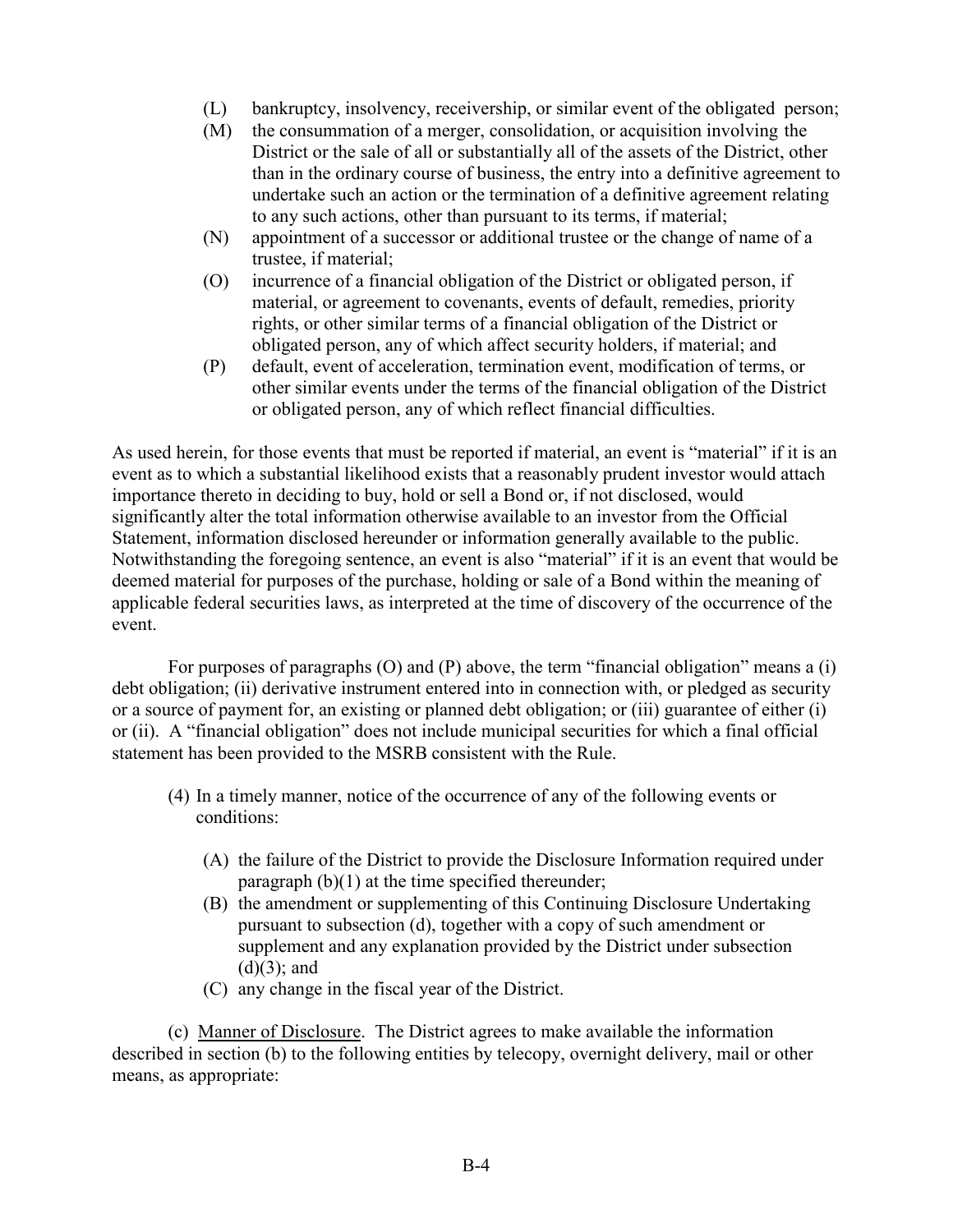- (L) bankruptcy, insolvency, receivership, or similar event of the obligated person;
- (M) the consummation of a merger, consolidation, or acquisition involving the District or the sale of all or substantially all of the assets of the District, other than in the ordinary course of business, the entry into a definitive agreement to undertake such an action or the termination of a definitive agreement relating to any such actions, other than pursuant to its terms, if material;
- (N) appointment of a successor or additional trustee or the change of name of a trustee, if material;
- (O) incurrence of a financial obligation of the District or obligated person, if material, or agreement to covenants, events of default, remedies, priority rights, or other similar terms of a financial obligation of the District or obligated person, any of which affect security holders, if material; and
- (P) default, event of acceleration, termination event, modification of terms, or other similar events under the terms of the financial obligation of the District or obligated person, any of which reflect financial difficulties.

As used herein, for those events that must be reported if material, an event is "material" if it is an event as to which a substantial likelihood exists that a reasonably prudent investor would attach importance thereto in deciding to buy, hold or sell a Bond or, if not disclosed, would significantly alter the total information otherwise available to an investor from the Official Statement, information disclosed hereunder or information generally available to the public. Notwithstanding the foregoing sentence, an event is also "material" if it is an event that would be deemed material for purposes of the purchase, holding or sale of a Bond within the meaning of applicable federal securities laws, as interpreted at the time of discovery of the occurrence of the event.

For purposes of paragraphs (O) and (P) above, the term "financial obligation" means a (i) debt obligation; (ii) derivative instrument entered into in connection with, or pledged as security or a source of payment for, an existing or planned debt obligation; or (iii) guarantee of either (i) or (ii). A "financial obligation" does not include municipal securities for which a final official statement has been provided to the MSRB consistent with the Rule.

(4) In a timely manner, notice of the occurrence of any of the following events or conditions:

- (A) the failure of the District to provide the Disclosure Information required under paragraph (b)(1) at the time specified thereunder;
- (B) the amendment or supplementing of this Continuing Disclosure Undertaking pursuant to subsection (d), together with a copy of such amendment or supplement and any explanation provided by the District under subsection (d)(3); and
- (C) any change in the fiscal year of the District.

(c) Manner of Disclosure. The District agrees to make available the information described in section (b) to the following entities by telecopy, overnight delivery, mail or other means, as appropriate: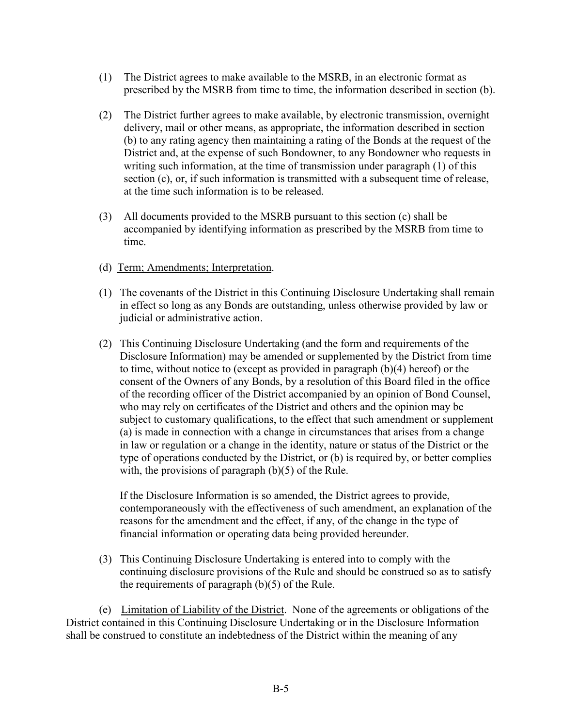(1) The District agrees to make available to the MSRB, in an electronic format as prescribed by the MSRB from time to time, the information described in section (b).

(2) The District further agrees to make available, by electronic transmission, overnight delivery, mail or other means, as appropriate, the information described in section (b) to any rating agency then maintaining a rating of the Bonds at the request of the District and, at the expense of such Bondowner, to any Bondowner who requests in writing such information, at the time of transmission under paragraph (1) of this section (c), or, if such information is transmitted with a subsequent time of release, at the time such information is to be released.

(3) All documents provided to the MSRB pursuant to this section (c) shall be accompanied by identifying information as prescribed by the MSRB from time to time.

(d) Term; Amendments; Interpretation.

(1) The covenants of the District in this Continuing Disclosure Undertaking shall remain in effect so long as any Bonds are outstanding, unless otherwise provided by law or judicial or administrative action.

(2) This Continuing Disclosure Undertaking (and the form and requirements of the Disclosure Information) may be amended or supplemented by the District from time to time, without notice to (except as provided in paragraph (b)(4) hereof) or the consent of the Owners of any Bonds, by a resolution of this Board filed in the office of the recording officer of the District accompanied by an opinion of Bond Counsel, who may rely on certificates of the District and others and the opinion may be subject to customary qualifications, to the effect that such amendment or supplement (a) is made in connection with a change in circumstances that arises from a change in law or regulation or a change in the identity, nature or status of the District or the type of operations conducted by the District, or (b) is required by, or better complies with, the provisions of paragraph (b)(5) of the Rule.

If the Disclosure Information is so amended, the District agrees to provide, contemporaneously with the effectiveness of such amendment, an explanation of the reasons for the amendment and the effect, if any, of the change in the type of financial information or operating data being provided hereunder.

(3) This Continuing Disclosure Undertaking is entered into to comply with the continuing disclosure provisions of the Rule and should be construed so as to satisfy the requirements of paragraph (b)(5) of the Rule.

(e) Limitation of Liability of the District. None of the agreements or obligations of the District contained in this Continuing Disclosure Undertaking or in the Disclosure Information shall be construed to constitute an indebtedness of the District within the meaning of any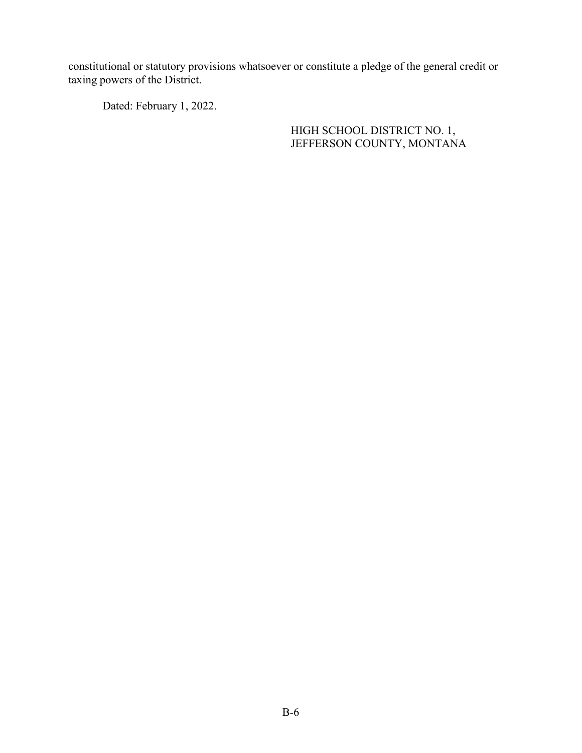constitutional or statutory provisions whatsoever or constitute a pledge of the general credit or taxing powers of the District.

Dated: February 1, 2022.

HIGH SCHOOL DISTRICT NO. 1,
JEFFERSON COUNTY, MONTANA